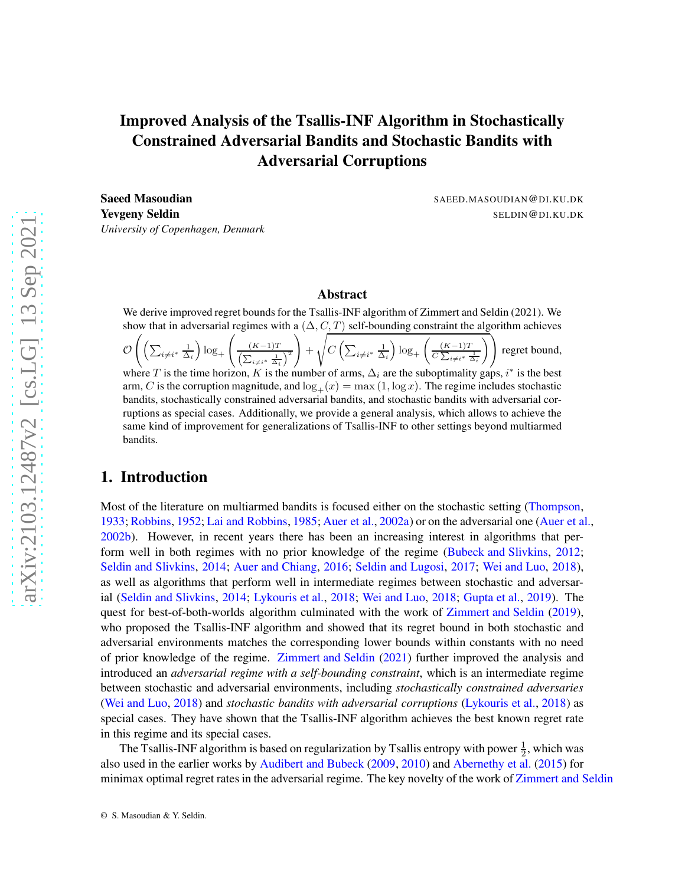# Improved Analysis of the Tsallis-INF Algorithm in Stochastically Constrained Adversarial Bandits and Stochastic Bandits with Adversarial Corruptions

**Saeed Masoudian** SAEED.MASOUDIAN@DI.KU.DK
**Yevgeny Seldin** SELDIN@DI.KU.DK
*University of Copenhagen, Denmark*

## Abstract

We derive improved regret bounds for the Tsallis-INF algorithm of Zimmert and Seldin (2021). We show that in adversarial regimes with a $(\Delta, C, T)$ self-bounding constraint the algorithm achieves $\mathcal{O}\left(\left(\sum_{i\neq i^*}\frac{1}{\Delta_i}\right)\log_+\left(\frac{(K-1)T}{\left(\sum_{i\neq i^*}\frac{1}{\Delta_i}\right)^2}\right)+\sqrt{C\left(\sum_{i\neq i^*}\frac{1}{\Delta_i}\right)\log_+\left(\frac{(K-1)T}{C\sum_{i\neq i^*}\frac{1}{\Delta_i}}\right)}\right)$ regret bound, where $T$ is the time horizon, $K$ is the number of arms, $\Delta_i$ are the suboptimality gaps, $i^*$ is the best arm, $C$ is the corruption magnitude, and $\log_+(x) = \max(1, \log x)$. The regime includes stochastic bandits, stochastically constrained adversarial bandits, and stochastic bandits with adversarial corruptions as special cases. Additionally, we provide a general analysis, which allows to achieve the same kind of improvement for generalizations of Tsallis-INF to other settings beyond multiarmed bandits.

## 1. Introduction

Most of the literature on multiarmed bandits is focused either on the stochastic setting (Thompson, 1933; Robbins, 1952; Lai and Robbins, 1985; Auer et al., 2002a) or on the adversarial one (Auer et al., 2002b). However, in recent years there has been an increasing interest in algorithms that perform well in both regimes with no prior knowledge of the regime (Bubeck and Slivkins, 2012; Seldin and Slivkins, 2014; Auer and Chiang, 2016; Seldin and Lugosi, 2017; Wei and Luo, 2018), as well as algorithms that perform well in intermediate regimes between stochastic and adversarial (Seldin and Slivkins, 2014; Lykouris et al., 2018; Wei and Luo, 2018; Gupta et al., 2019). The quest for best-of-both-worlds algorithm culminated with the work of Zimmert and Seldin (2019), who proposed the Tsallis-INF algorithm and showed that its regret bound in both stochastic and adversarial environments matches the corresponding lower bounds within constants with no need of prior knowledge of the regime. Zimmert and Seldin (2021) further improved the analysis and introduced an *adversarial regime with a self-bounding constraint*, which is an intermediate regime between stochastic and adversarial environments, including *stochastically constrained adversaries* (Wei and Luo, 2018) and *stochastic bandits with adversarial corruptions* (Lykouris et al., 2018) as special cases. They have shown that the Tsallis-INF algorithm achieves the best known regret rate in this regime and its special cases.

The Tsallis-INF algorithm is based on regularization by Tsallis entropy with power $\frac{1}{2}$, which was also used in the earlier works by Audibert and Bubeck (2009, 2010) and Abernethy et al. (2015) for minimax optimal regret rates in the adversarial regime. The key novelty of the work of Zimmert and Seldin

© S. Masoudian & Y. Seldin.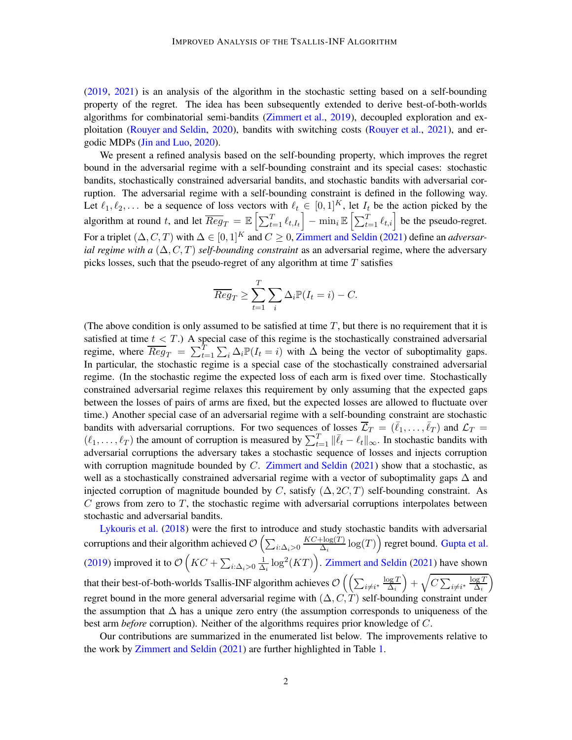(2019, 2021) is an analysis of the algorithm in the stochastic setting based on a self-bounding property of the regret. The idea has been subsequently extended to derive best-of-both-worlds algorithms for combinatorial semi-bandits (Zimmert et al., 2019), decoupled exploration and exploitation (Rouyer and Seldin, 2020), bandits with switching costs (Rouyer et al., 2021), and ergodic MDPs (Jin and Luo, 2020).

We present a refined analysis based on the self-bounding property, which improves the regret bound in the adversarial regime with a self-bounding constraint and its special cases: stochastic bandits, stochastically constrained adversarial bandits, and stochastic bandits with adversarial corruption. The adversarial regime with a self-bounding constraint is defined in the following way. Let $\ell_1, \ell_2, \dots$ be a sequence of loss vectors with $\ell_t \in [0,1]^K$, let $I_t$ be the action picked by the algorithm at round $t$, and let $\overline{Reg}_T = \mathbb{E}\left[\sum_{t=1}^T \ell_{t,I_t}\right] - \min_i \mathbb{E}\left[\sum_{t=1}^T \ell_{t,i}\right]$ be the pseudo-regret. For a triplet $(\Delta, C, T)$ with $\Delta \in [0,1]^K$ and $C \geq 0$, Zimmert and Seldin (2021) define an *adversarial regime with a* $(\Delta, C, T)$ *self-bounding constraint* as an adversarial regime, where the adversary picks losses, such that the pseudo-regret of any algorithm at time $T$ satisfies

$$\overline{Reg}_T \geq \sum_{t=1}^T \sum_i \Delta_i \mathbb{P}(I_t = i) - C.$$

(The above condition is only assumed to be satisfied at time $T$, but there is no requirement that it is satisfied at time $t < T$.) A special case of this regime is the stochastically constrained adversarial regime, where $\overline{Reg}_T = \sum_{t=1}^T \sum_i \Delta_i \mathbb{P}(I_t = i)$ with $\Delta$ being the vector of suboptimality gaps. In particular, the stochastic regime is a special case of the stochastically constrained adversarial regime. (In the stochastic regime the expected loss of each arm is fixed over time. Stochastically constrained adversarial regime relaxes this requirement by only assuming that the expected gaps between the losses of pairs of arms are fixed, but the expected losses are allowed to fluctuate over time.) Another special case of an adversarial regime with a self-bounding constraint are stochastic bandits with adversarial corruptions. For two sequences of losses $\overline{\mathcal{L}}_T = (\bar{\ell}_1, \dots, \bar{\ell}_T)$ and $\mathcal{L}_T = (\ell_1, \dots, \ell_T)$ the amount of corruption is measured by $\sum_{t=1}^T \|\bar{\ell}_t - \ell_t\|_\infty$. In stochastic bandits with adversarial corruptions the adversary takes a stochastic sequence of losses and injects corruption with corruption magnitude bounded by $C$. Zimmert and Seldin (2021) show that a stochastic, as well as a stochastically constrained adversarial regime with a vector of suboptimality gaps $\Delta$ and injected corruption of magnitude bounded by $C$, satisfy $(\Delta, 2C, T)$ self-bounding constraint. As $C$ grows from zero to $T$, the stochastic regime with adversarial corruptions interpolates between stochastic and adversarial bandits.

Lykouris et al. (2018) were the first to introduce and study stochastic bandits with adversarial corruptions and their algorithm achieved $\mathcal{O}\left(\sum_{i:\Delta_i>0} \frac{KC+\log(T)}{\Delta_i} \log(T)\right)$ regret bound. Gupta et al. (2019) improved it to $\mathcal{O}\left(KC + \sum_{i:\Delta_i>0} \frac{1}{\Delta_i} \log^2(KT)\right)$. Zimmert and Seldin (2021) have shown that their best-of-both-worlds Tsallis-INF algorithm achieves $\mathcal{O}\left(\left(\sum_{i\neq i^*} \frac{\log T}{\Delta_i}\right) + \sqrt{C \sum_{i\neq i^*} \frac{\log T}{\Delta_i}}\right)$ regret bound in the more general adversarial regime with $(\Delta, C, T)$ self-bounding constraint under the assumption that $\Delta$ has a unique zero entry (the assumption corresponds to uniqueness of the best arm *before* corruption). Neither of the algorithms requires prior knowledge of $C$.

Our contributions are summarized in the enumerated list below. The improvements relative to the work by Zimmert and Seldin (2021) are further highlighted in Table 1.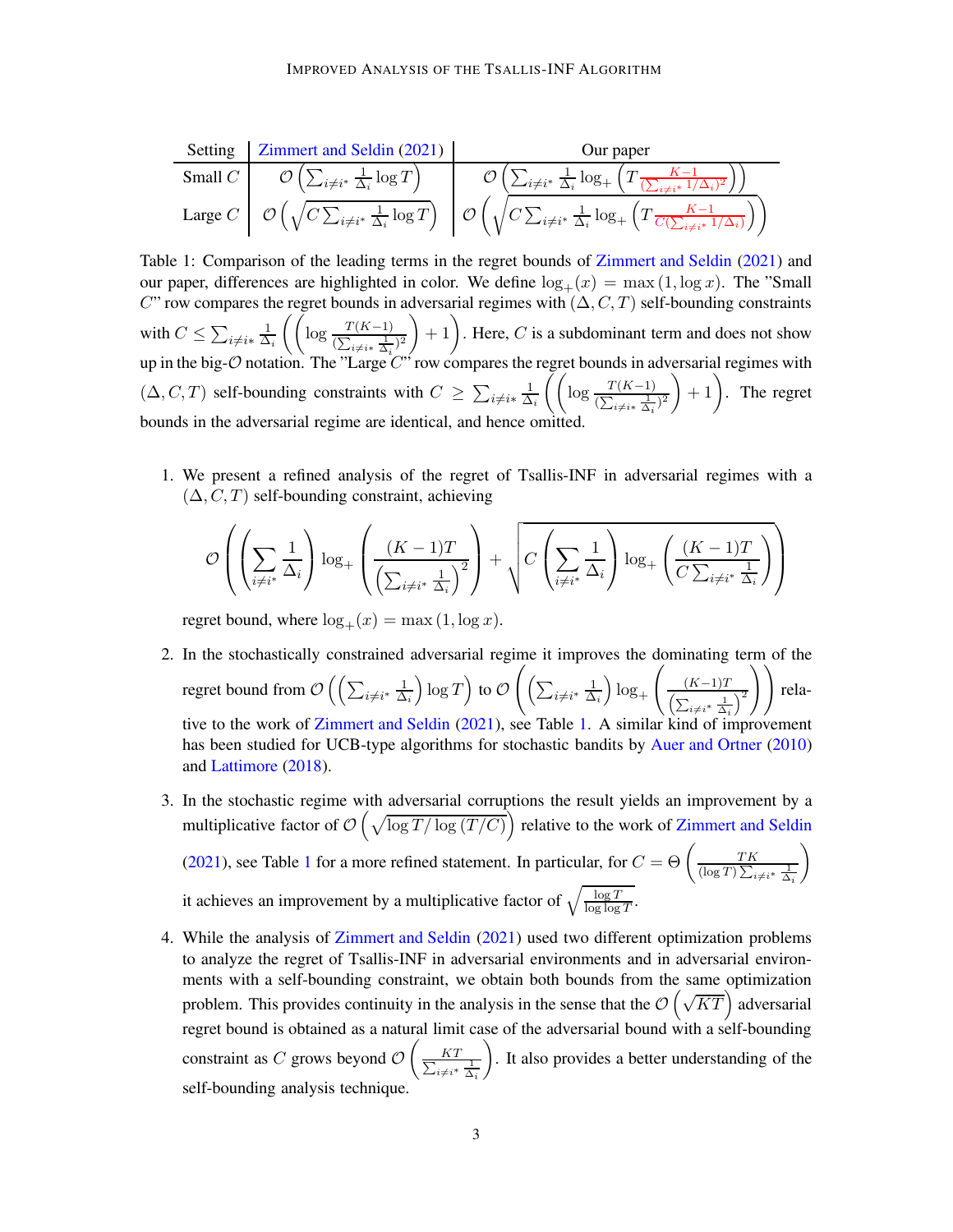| Setting | Zimmert and Seldin (2021) | Our paper |
|---|---|---|
| Small $C$ | $\mathcal{O}\left(\sum_{i \neq i^*} \frac{1}{\Delta_i} \log T\right)$ | $\mathcal{O}\left(\sum_{i \neq i^*} \frac{1}{\Delta_i} \log_+ \left(T \frac{K-1}{(\sum_{i \neq i^*} 1/\Delta_i)^2}\right)\right)$ |
| Large $C$ | $\mathcal{O}\left(\sqrt{C \sum_{i \neq i^*} \frac{1}{\Delta_i} \log T}\right)$ | $\mathcal{O}\left(\sqrt{C \sum_{i \neq i^*} \frac{1}{\Delta_i} \log_+ \left(T \frac{K-1}{C(\sum_{i \neq i^*} 1/\Delta_i)}\right)}\right)$ |

Table 1: Comparison of the leading terms in the regret bounds of Zimmert and Seldin (2021) and our paper, differences are highlighted in color. We define $\log_+(x) = \max(1, \log x)$. The "Small $C$" row compares the regret bounds in adversarial regimes with $(\Delta, C, T)$ self-bounding constraints with $C \leq \sum_{i \neq i^*} \frac{1}{\Delta_i} \left(\left(\log \frac{T(K-1)}{(\sum_{i \neq i^*} \frac{1}{\Delta_i})^2}\right) + 1\right)$. Here, $C$ is a subdominant term and does not show up in the big-$\mathcal{O}$ notation. The "Large $C$" row compares the regret bounds in adversarial regimes with $(\Delta, C, T)$ self-bounding constraints with $C \geq \sum_{i \neq i^*} \frac{1}{\Delta_i} \left(\left(\log \frac{T(K-1)}{(\sum_{i \neq i^*} \frac{1}{\Delta_i})^2}\right) + 1\right)$. The regret bounds in the adversarial regime are identical, and hence omitted.

1. We present a refined analysis of the regret of Tsallis-INF in adversarial regimes with a $(\Delta, C, T)$ self-bounding constraint, achieving

$$\mathcal{O}\left(\left(\sum_{i \neq i^*} \frac{1}{\Delta_i}\right) \log_+ \left(\frac{(K-1)T}{\left(\sum_{i \neq i^*} \frac{1}{\Delta_i}\right)^2}\right) + \sqrt{C \left(\sum_{i \neq i^*} \frac{1}{\Delta_i}\right) \log_+ \left(\frac{(K-1)T}{C \sum_{i \neq i^*} \frac{1}{\Delta_i}}\right)}\right)$$

regret bound, where $\log_+(x) = \max(1, \log x)$.

2. In the stochastically constrained adversarial regime it improves the dominating term of the regret bound from $\mathcal{O}\left(\left(\sum_{i \neq i^*} \frac{1}{\Delta_i}\right) \log T\right)$ to $\mathcal{O}\left(\left(\sum_{i \neq i^*} \frac{1}{\Delta_i}\right) \log_+ \left(\frac{(K-1)T}{\left(\sum_{i \neq i^*} \frac{1}{\Delta_i}\right)^2}\right)\right)$ relative to the work of Zimmert and Seldin (2021), see Table 1. A similar kind of improvement has been studied for UCB-type algorithms for stochastic bandits by Auer and Ortner (2010) and Lattimore (2018).

3. In the stochastic regime with adversarial corruptions the result yields an improvement by a multiplicative factor of $\mathcal{O}\left(\sqrt{\log T / \log (T/C)}\right)$ relative to the work of Zimmert and Seldin (2021), see Table 1 for a more refined statement. In particular, for $C = \Theta\left(\frac{TK}{(\log T) \sum_{i \neq i^*} \frac{1}{\Delta_i}}\right)$ it achieves an improvement by a multiplicative factor of $\sqrt{\frac{\log T}{\log \log T}}$.

4. While the analysis of Zimmert and Seldin (2021) used two different optimization problems to analyze the regret of Tsallis-INF in adversarial environments and in adversarial environments with a self-bounding constraint, we obtain both bounds from the same optimization problem. This provides continuity in the analysis in the sense that the $\mathcal{O}\left(\sqrt{KT}\right)$ adversarial regret bound is obtained as a natural limit case of the adversarial bound with a self-bounding constraint as $C$ grows beyond $\mathcal{O}\left(\frac{KT}{\sum_{i \neq i^*} \frac{1}{\Delta_i}}\right)$. It also provides a better understanding of the self-bounding analysis technique.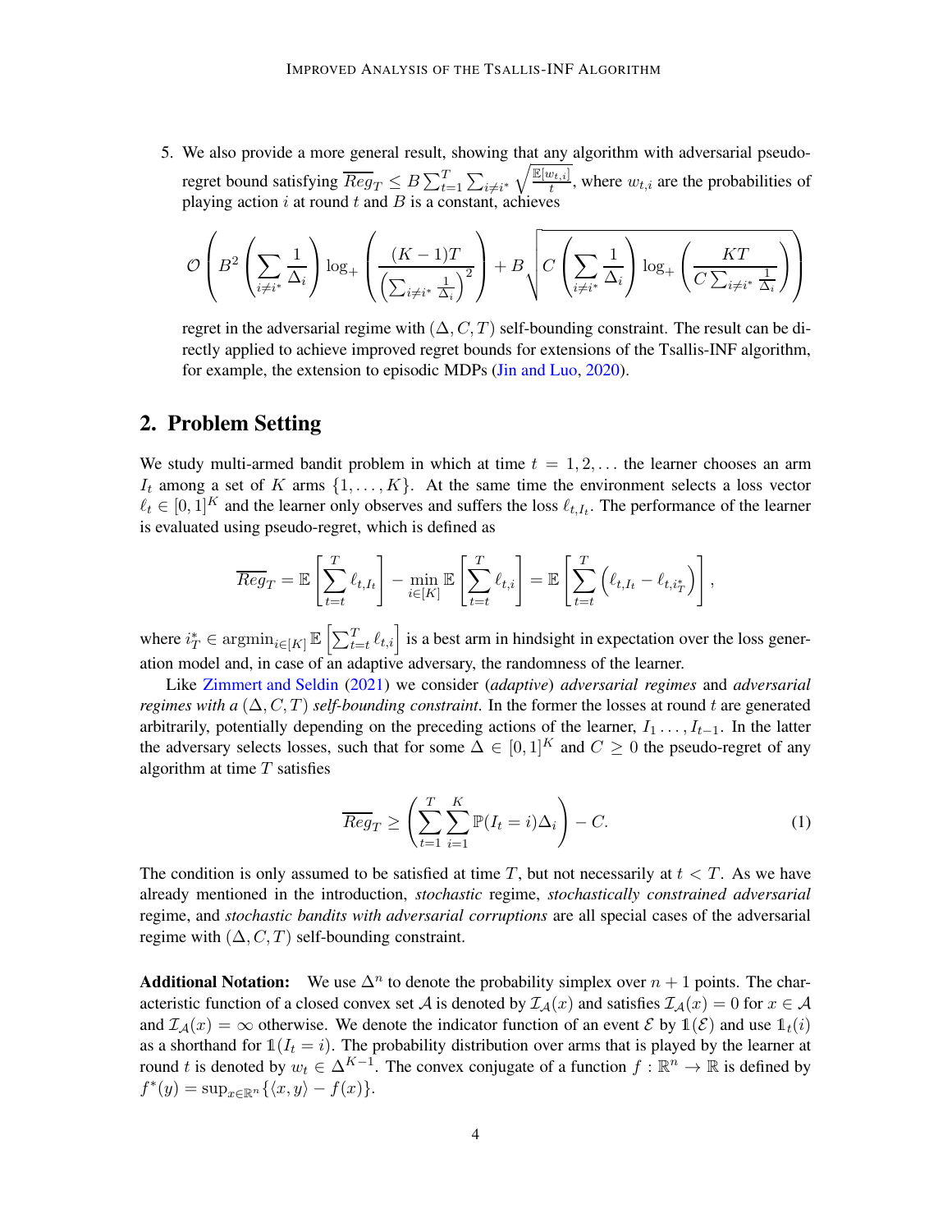5. We also provide a more general result, showing that any algorithm with adversarial pseudo-regret bound satisfying $\overline{Reg}_T \leq B \sum_{t=1}^{T} \sum_{i \neq i^*} \sqrt{\frac{\mathbb{E}[w_{t,i}]}{t}}$, where $w_{t,i}$ are the probabilities of playing action $i$ at round $t$ and $B$ is a constant, achieves

$$\mathcal{O}\left( B^2 \left( \sum_{i \neq i^*} \frac{1}{\Delta_i} \right) \log_+ \left( \frac{(K-1)T}{\left( \sum_{i \neq i^*} \frac{1}{\Delta_i} \right)^2} \right) + B \sqrt{C \left( \sum_{i \neq i^*} \frac{1}{\Delta_i} \right) \log_+ \left( \frac{KT}{C \sum_{i \neq i^*} \frac{1}{\Delta_i}} \right)} \right)$$

regret in the adversarial regime with $(\Delta, C, T)$ self-bounding constraint. The result can be directly applied to achieve improved regret bounds for extensions of the Tsallis-INF algorithm, for example, the extension to episodic MDPs (Jin and Luo, 2020).

## 2. Problem Setting

We study multi-armed bandit problem in which at time $t = 1, 2, \ldots$ the learner chooses an arm $I_t$ among a set of $K$ arms $\{1, \ldots, K\}$. At the same time the environment selects a loss vector $\ell_t \in [0,1]^K$ and the learner only observes and suffers the loss $\ell_{t,I_t}$. The performance of the learner is evaluated using pseudo-regret, which is defined as

$$\overline{Reg}_T = \mathbb{E}\left[ \sum_{t=t}^{T} \ell_{t,I_t} \right] - \min_{i \in [K]} \mathbb{E}\left[ \sum_{t=t}^{T} \ell_{t,i} \right] = \mathbb{E}\left[ \sum_{t=t}^{T} \left( \ell_{t,I_t} - \ell_{t,i_T^*} \right) \right],$$

where $i_T^* \in \operatorname{argmin}_{i \in [K]} \mathbb{E}\left[ \sum_{t=t}^{T} \ell_{t,i} \right]$ is a best arm in hindsight in expectation over the loss generation model and, in case of an adaptive adversary, the randomness of the learner.

Like Zimmert and Seldin (2021) we consider (*adaptive*) *adversarial regimes* and *adversarial regimes with a* $(\Delta, C, T)$ *self-bounding constraint*. In the former the losses at round $t$ are generated arbitrarily, potentially depending on the preceding actions of the learner, $I_1 \ldots, I_{t-1}$. In the latter the adversary selects losses, such that for some $\Delta \in [0,1]^K$ and $C \geq 0$ the pseudo-regret of any algorithm at time $T$ satisfies

$$\overline{Reg}_T \geq \left( \sum_{t=1}^{T} \sum_{i=1}^{K} \mathbb{P}(I_t = i) \Delta_i \right) - C. \tag{1}$$

The condition is only assumed to be satisfied at time $T$, but not necessarily at $t < T$. As we have already mentioned in the introduction, *stochastic* regime, *stochastically constrained adversarial* regime, and *stochastic bandits with adversarial corruptions* are all special cases of the adversarial regime with $(\Delta, C, T)$ self-bounding constraint.

**Additional Notation:** We use $\Delta^n$ to denote the probability simplex over $n+1$ points. The characteristic function of a closed convex set $\mathcal{A}$ is denoted by $\mathcal{I}_{\mathcal{A}}(x)$ and satisfies $\mathcal{I}_{\mathcal{A}}(x) = 0$ for $x \in \mathcal{A}$ and $\mathcal{I}_{\mathcal{A}}(x) = \infty$ otherwise. We denote the indicator function of an event $\mathcal{E}$ by $\mathbb{1}(\mathcal{E})$ and use $\mathbb{1}_t(i)$ as a shorthand for $\mathbb{1}(I_t = i)$. The probability distribution over arms that is played by the learner at round $t$ is denoted by $w_t \in \Delta^{K-1}$. The convex conjugate of a function $f : \mathbb{R}^n \to \mathbb{R}$ is defined by $f^*(y) = \sup_{x \in \mathbb{R}^n} \{\langle x, y \rangle - f(x)\}$.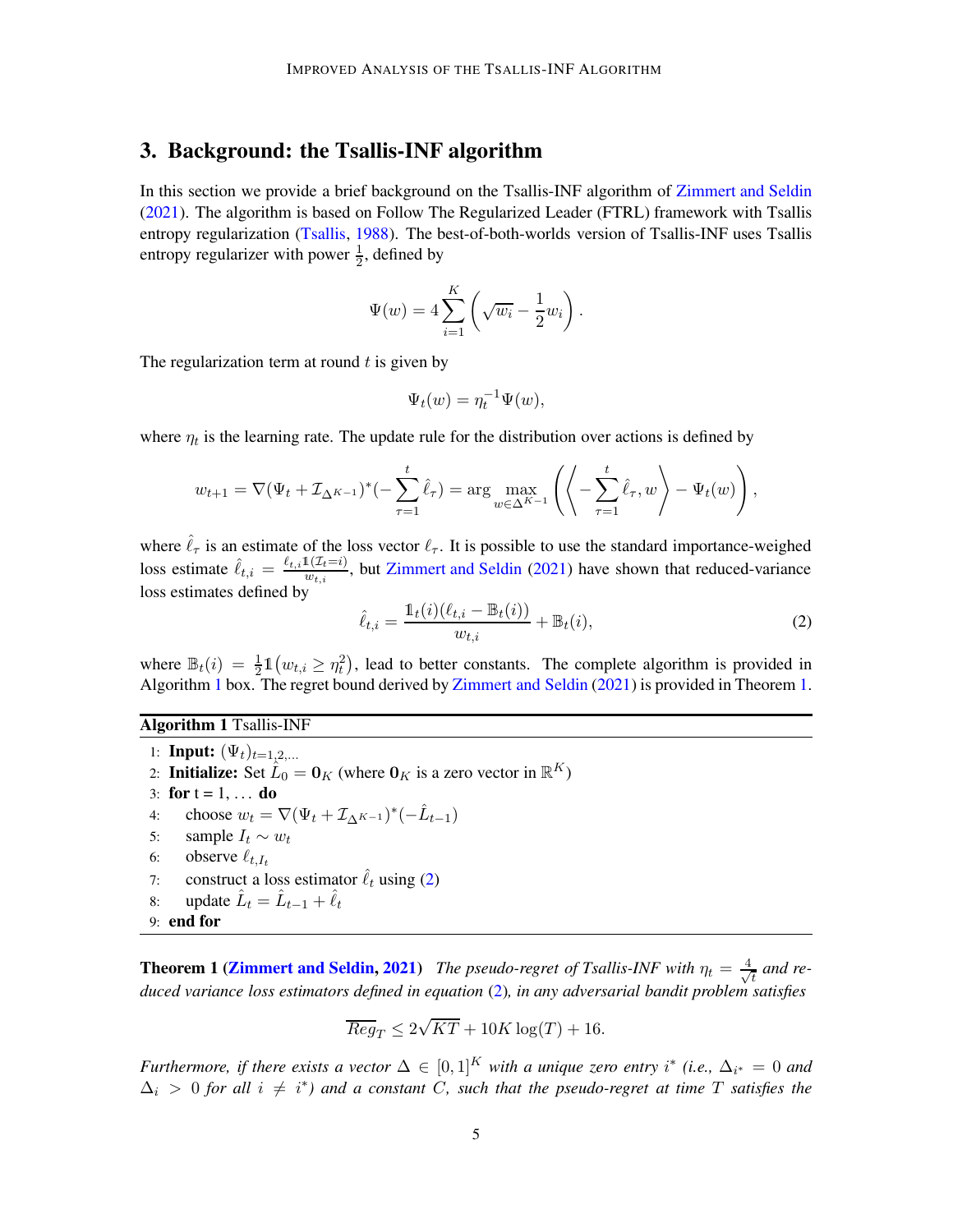## 3. Background: the Tsallis-INF algorithm

In this section we provide a brief background on the Tsallis-INF algorithm of Zimmert and Seldin (2021). The algorithm is based on Follow The Regularized Leader (FTRL) framework with Tsallis entropy regularization (Tsallis, 1988). The best-of-both-worlds version of Tsallis-INF uses Tsallis entropy regularizer with power $\frac{1}{2}$, defined by

$$\Psi(w) = 4\sum_{i=1}^{K}\left(\sqrt{w_i} - \frac{1}{2}w_i\right).$$

The regularization term at round $t$ is given by

$$\Psi_t(w) = \eta_t^{-1}\Psi(w),$$

where $\eta_t$ is the learning rate. The update rule for the distribution over actions is defined by

$$w_{t+1} = \nabla(\Psi_t + \mathcal{I}_{\Delta^{K-1}})^*(-\sum_{\tau=1}^{t}\hat{\ell}_\tau) = \arg\max_{w\in\Delta^{K-1}}\left(\left\langle -\sum_{\tau=1}^{t}\hat{\ell}_\tau, w\right\rangle - \Psi_t(w)\right),$$

where $\hat{\ell}_\tau$ is an estimate of the loss vector $\ell_\tau$. It is possible to use the standard importance-weighed loss estimate $\hat{\ell}_{t,i} = \frac{\ell_{t,i}\mathbb{1}(\mathcal{I}_t = i)}{w_{t,i}}$, but Zimmert and Seldin (2021) have shown that reduced-variance loss estimates defined by

$$\hat{\ell}_{t,i} = \frac{\mathbb{1}_t(i)(\ell_{t,i} - \mathbb{B}_t(i))}{w_{t,i}} + \mathbb{B}_t(i), \tag{2}$$

where $\mathbb{B}_t(i) = \frac{1}{2}\mathbb{1}\left(w_{t,i} \geq \eta_t^2\right)$, lead to better constants. The complete algorithm is provided in Algorithm 1 box. The regret bound derived by Zimmert and Seldin (2021) is provided in Theorem 1.

**Algorithm 1** Tsallis-INF

```
1: Input: (Ψ_t)_{t=1,2,...}
2: Initialize: Set L̂_0 = 0_K (where 0_K is a zero vector in ℝ^K)
3: for t = 1, ... do
4:     choose w_t = ∇(Ψ_t + I_{Δ^{K-1}})^*(−L̂_{t−1})
5:     sample I_t ~ w_t
6:     observe ℓ_{t,I_t}
7:     construct a loss estimator ℓ̂_t using (2)
8:     update L̂_t = L̂_{t−1} + ℓ̂_t
9: end for
```

**Theorem 1 (Zimmert and Seldin, 2021)** *The pseudo-regret of Tsallis-INF with $\eta_t = \frac{4}{\sqrt{t}}$ and reduced variance loss estimators defined in equation (2), in any adversarial bandit problem satisfies*

$$\overline{Reg}_T \leq 2\sqrt{KT} + 10K\log(T) + 16.$$

*Furthermore, if there exists a vector $\Delta \in [0,1]^K$ with a unique zero entry $i^*$ (i.e., $\Delta_{i^*} = 0$ and $\Delta_i > 0$ for all $i \neq i^*$) and a constant $C$, such that the pseudo-regret at time $T$ satisfies the*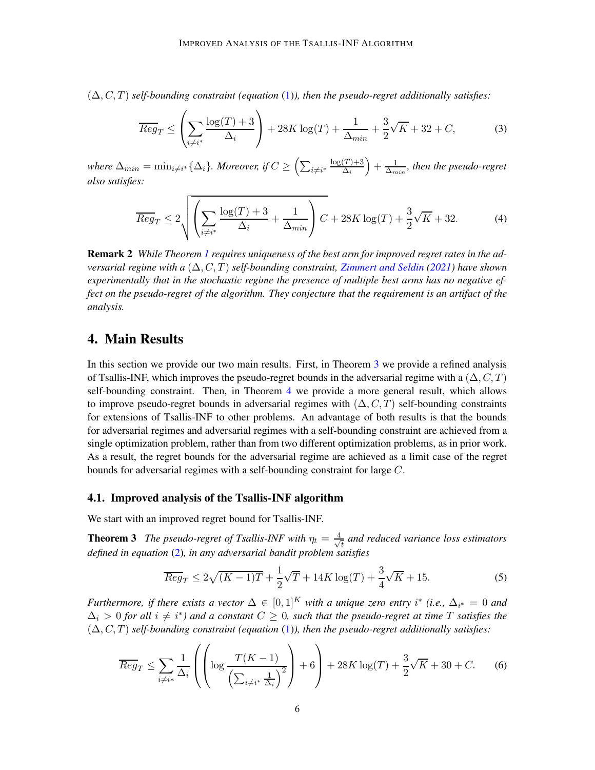*$(\Delta, C, T)$ self-bounding constraint (equation (1)), then the pseudo-regret additionally satisfies:*

$$\overline{Reg}_T \leq \left( \sum_{i \neq i^*} \frac{\log(T) + 3}{\Delta_i} \right) + 28K \log(T) + \frac{1}{\Delta_{min}} + \frac{3}{2}\sqrt{K} + 32 + C, \tag{3}$$

*where $\Delta_{min} = \min_{i \neq i^*}\{\Delta_i\}$. Moreover, if $C \geq \left( \sum_{i \neq i^*} \frac{\log(T)+3}{\Delta_i} \right) + \frac{1}{\Delta_{min}}$, then the pseudo-regret also satisfies:*

$$\overline{Reg}_T \leq 2\sqrt{\left( \sum_{i \neq i^*} \frac{\log(T) + 3}{\Delta_i} + \frac{1}{\Delta_{min}} \right) C} + 28K \log(T) + \frac{3}{2}\sqrt{K} + 32. \tag{4}$$

**Remark 2** *While Theorem 1 requires uniqueness of the best arm for improved regret rates in the adversarial regime with a $(\Delta, C, T)$ self-bounding constraint, Zimmert and Seldin (2021) have shown experimentally that in the stochastic regime the presence of multiple best arms has no negative effect on the pseudo-regret of the algorithm. They conjecture that the requirement is an artifact of the analysis.*

## 4. Main Results

In this section we provide our two main results. First, in Theorem 3 we provide a refined analysis of Tsallis-INF, which improves the pseudo-regret bounds in the adversarial regime with a $(\Delta, C, T)$ self-bounding constraint. Then, in Theorem 4 we provide a more general result, which allows to improve pseudo-regret bounds in adversarial regimes with $(\Delta, C, T)$ self-bounding constraints for extensions of Tsallis-INF to other problems. An advantage of both results is that the bounds for adversarial regimes and adversarial regimes with a self-bounding constraint are achieved from a single optimization problem, rather than from two different optimization problems, as in prior work. As a result, the regret bounds for the adversarial regime are achieved as a limit case of the regret bounds for adversarial regimes with a self-bounding constraint for large $C$.

### 4.1. Improved analysis of the Tsallis-INF algorithm

We start with an improved regret bound for Tsallis-INF.

**Theorem 3** *The pseudo-regret of Tsallis-INF with $\eta_t = \frac{4}{\sqrt{t}}$ and reduced variance loss estimators defined in equation (2), in any adversarial bandit problem satisfies*

$$\overline{Reg}_T \leq 2\sqrt{(K-1)T} + \frac{1}{2}\sqrt{T} + 14K \log(T) + \frac{3}{4}\sqrt{K} + 15. \tag{5}$$

*Furthermore, if there exists a vector $\Delta \in [0,1]^K$ with a unique zero entry $i^*$ (i.e., $\Delta_{i^*} = 0$ and $\Delta_i > 0$ for all $i \neq i^*$) and a constant $C \geq 0$, such that the pseudo-regret at time $T$ satisfies the $(\Delta, C, T)$ self-bounding constraint (equation (1)), then the pseudo-regret additionally satisfies:*

$$\overline{Reg}_T \leq \sum_{i \neq i*} \frac{1}{\Delta_i} \left( \left( \log \frac{T(K-1)}{\left( \sum_{i \neq i^*} \frac{1}{\Delta_i} \right)^2} \right) + 6 \right) + 28K \log(T) + \frac{3}{2}\sqrt{K} + 30 + C. \tag{6}$$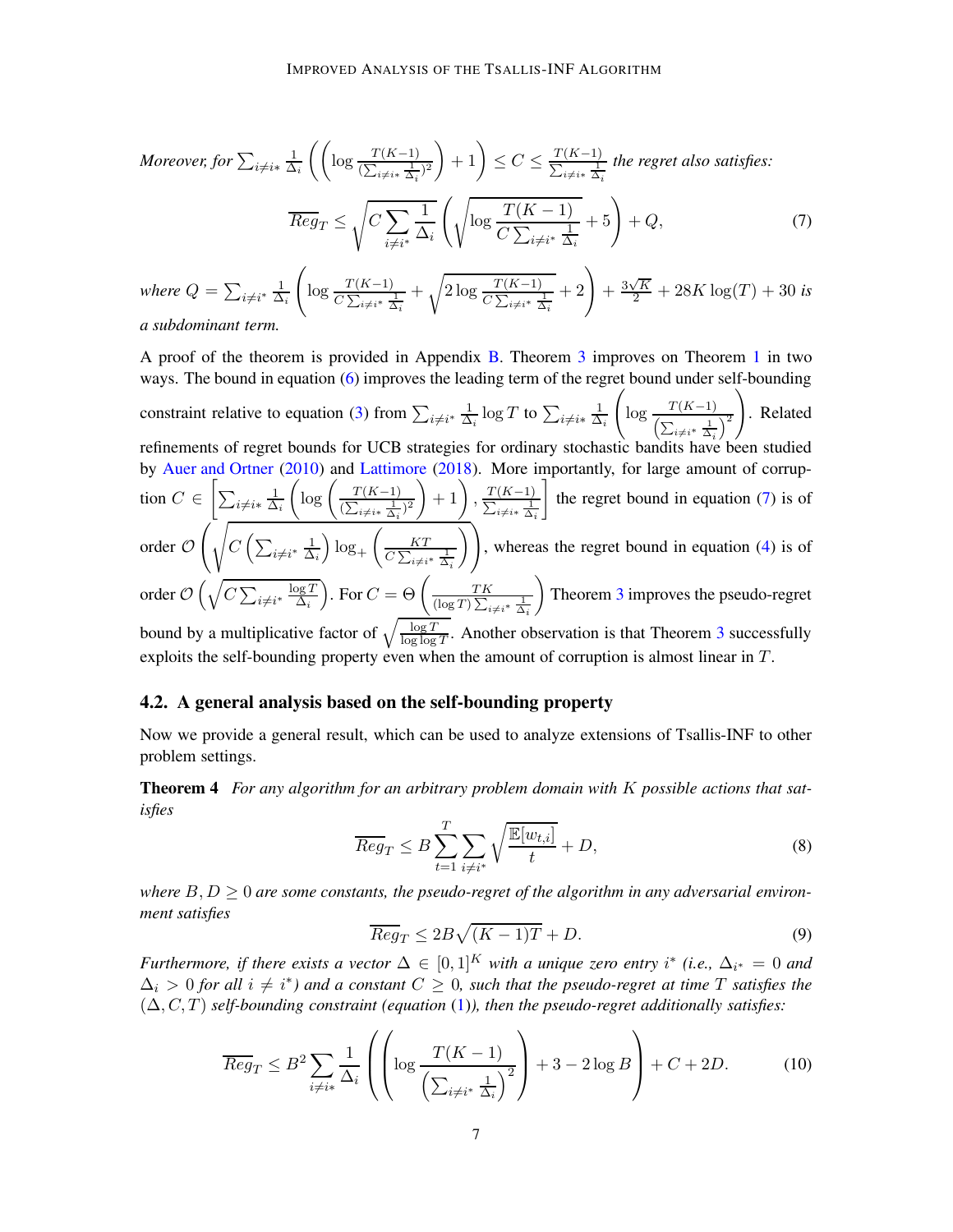*Moreover, for* $\sum_{i\neq i^*} \frac{1}{\Delta_i}\left(\left(\log \frac{T(K-1)}{(\sum_{i\neq i^*}\frac{1}{\Delta_i})^2}\right)+1\right) \leq C \leq \frac{T(K-1)}{\sum_{i\neq i^*}\frac{1}{\Delta_i}}$ *the regret also satisfies:*

$$\overline{Reg}_T \leq \sqrt{C\sum_{i\neq i^*}\frac{1}{\Delta_i}}\left(\sqrt{\log\frac{T(K-1)}{C\sum_{i\neq i^*}\frac{1}{\Delta_i}}}+5\right)+Q, \tag{7}$$

*where* $Q = \sum_{i\neq i^*}\frac{1}{\Delta_i}\left(\log\frac{T(K-1)}{C\sum_{i\neq i^*}\frac{1}{\Delta_i}}+\sqrt{2\log\frac{T(K-1)}{C\sum_{i\neq i^*}\frac{1}{\Delta_i}}}+2\right)+\frac{3\sqrt{K}}{2}+28K\log(T)+30$ *is a subdominant term.*

A proof of the theorem is provided in Appendix B. Theorem 3 improves on Theorem 1 in two ways. The bound in equation (6) improves the leading term of the regret bound under self-bounding constraint relative to equation (3) from $\sum_{i\neq i^*}\frac{1}{\Delta_i}\log T$ to $\sum_{i\neq i^*}\frac{1}{\Delta_i}\left(\log\frac{T(K-1)}{\left(\sum_{i\neq i^*}\frac{1}{\Delta_i}\right)^2}\right)$. Related refinements of regret bounds for UCB strategies for ordinary stochastic bandits have been studied by Auer and Ortner (2010) and Lattimore (2018). More importantly, for large amount of corruption $C \in \left[\sum_{i\neq i^*}\frac{1}{\Delta_i}\left(\log\left(\frac{T(K-1)}{(\sum_{i\neq i^*}\frac{1}{\Delta_i})^2}\right)+1\right), \frac{T(K-1)}{\sum_{i\neq i^*}\frac{1}{\Delta_i}}\right]$ the regret bound in equation (7) is of order $\mathcal{O}\left(\sqrt{C\left(\sum_{i\neq i^*}\frac{1}{\Delta_i}\right)\log_+\left(\frac{KT}{C\sum_{i\neq i^*}\frac{1}{\Delta_i}}\right)}\right)$, whereas the regret bound in equation (4) is of order $\mathcal{O}\left(\sqrt{C\sum_{i\neq i^*}\frac{\log T}{\Delta_i}}\right)$. For $C = \Theta\left(\frac{TK}{(\log T)\sum_{i\neq i^*}\frac{1}{\Delta_i}}\right)$ Theorem 3 improves the pseudo-regret bound by a multiplicative factor of $\sqrt{\frac{\log T}{\log\log T}}$. Another observation is that Theorem 3 successfully exploits the self-bounding property even when the amount of corruption is almost linear in $T$.

## 4.2. A general analysis based on the self-bounding property

Now we provide a general result, which can be used to analyze extensions of Tsallis-INF to other problem settings.

**Theorem 4** *For any algorithm for an arbitrary problem domain with $K$ possible actions that satisfies*

$$\overline{Reg}_T \leq B\sum_{t=1}^{T}\sum_{i\neq i^*}\sqrt{\frac{\mathbb{E}[w_{t,i}]}{t}}+D, \tag{8}$$

*where $B, D \geq 0$ are some constants, the pseudo-regret of the algorithm in any adversarial environment satisfies*

$$\overline{Reg}_T \leq 2B\sqrt{(K-1)T}+D. \tag{9}$$

*Furthermore, if there exists a vector $\Delta \in [0,1]^K$ with a unique zero entry $i^*$ (i.e., $\Delta_{i^*} = 0$ and $\Delta_i > 0$ for all $i \neq i^*$) and a constant $C \geq 0$, such that the pseudo-regret at time $T$ satisfies the $(\Delta, C, T)$ self-bounding constraint (equation (1)), then the pseudo-regret additionally satisfies:*

$$\overline{Reg}_T \leq B^2\sum_{i\neq i^*}\frac{1}{\Delta_i}\left(\left(\log\frac{T(K-1)}{\left(\sum_{i\neq i^*}\frac{1}{\Delta_i}\right)^2}\right)+3-2\log B\right)+C+2D. \tag{10}$$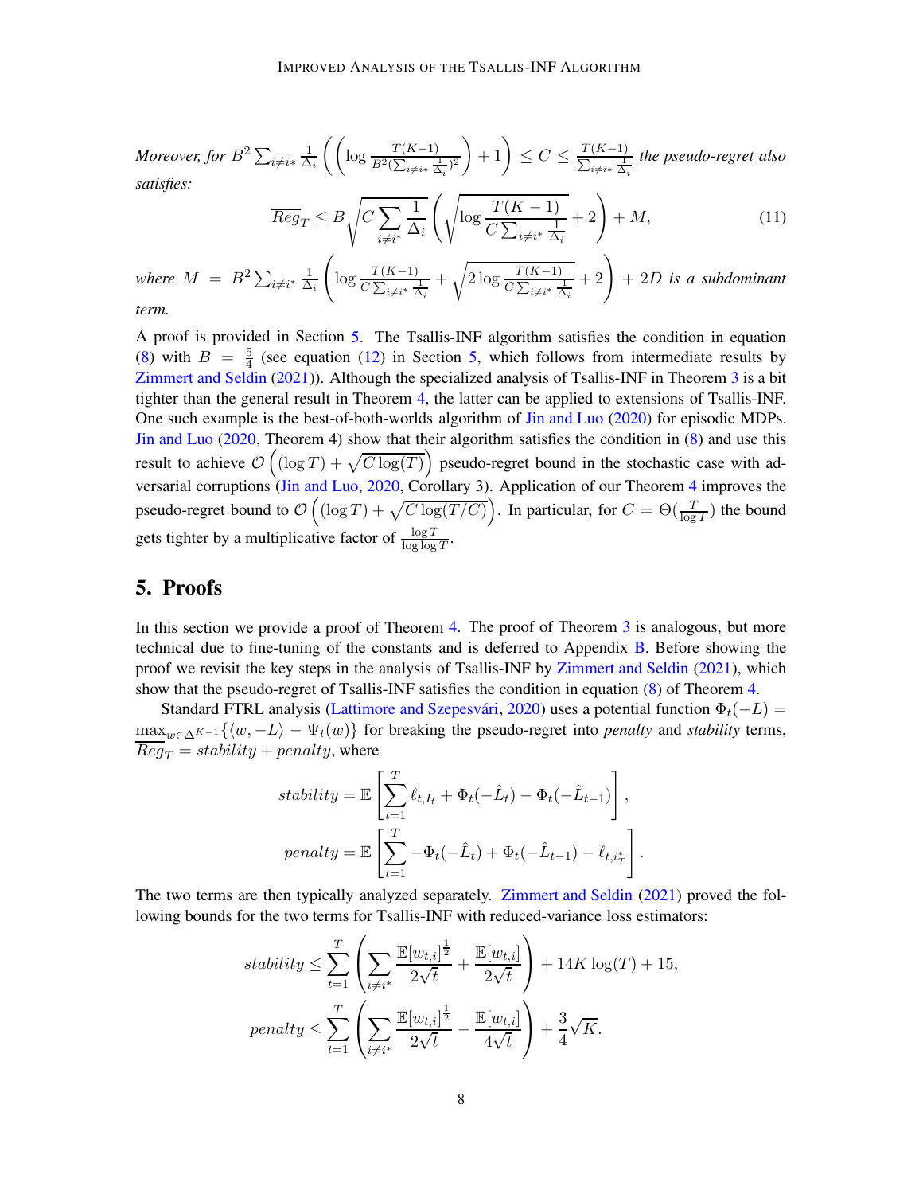*Moreover, for* $B^2 \sum_{i \neq i^*} \frac{1}{\Delta_i} \left( \left( \log \frac{T(K-1)}{B^2 (\sum_{i \neq i^*} \frac{1}{\Delta_i})^2} \right) + 1 \right) \leq C \leq \frac{T(K-1)}{\sum_{i \neq i^*} \frac{1}{\Delta_i}}$ *the pseudo-regret also satisfies:*

$$\overline{Reg}_T \leq B \sqrt{C \sum_{i \neq i^*} \frac{1}{\Delta_i}} \left( \sqrt{\log \frac{T(K-1)}{C \sum_{i \neq i^*} \frac{1}{\Delta_i}}} + 2 \right) + M, \tag{11}$$

*where* $M = B^2 \sum_{i \neq i^*} \frac{1}{\Delta_i} \left( \log \frac{T(K-1)}{C \sum_{i \neq i^*} \frac{1}{\Delta_i}} + \sqrt{2 \log \frac{T(K-1)}{C \sum_{i \neq i^*} \frac{1}{\Delta_i}}} + 2 \right) + 2D$ *is a subdominant term.*

A proof is provided in Section 5. The Tsallis-INF algorithm satisfies the condition in equation (8) with $B = \frac{5}{4}$ (see equation (12) in Section 5, which follows from intermediate results by Zimmert and Seldin (2021)). Although the specialized analysis of Tsallis-INF in Theorem 3 is a bit tighter than the general result in Theorem 4, the latter can be applied to extensions of Tsallis-INF. One such example is the best-of-both-worlds algorithm of Jin and Luo (2020) for episodic MDPs. Jin and Luo (2020, Theorem 4) show that their algorithm satisfies the condition in (8) and use this result to achieve $\mathcal{O}\left( (\log T) + \sqrt{C \log(T)} \right)$ pseudo-regret bound in the stochastic case with adversarial corruptions (Jin and Luo, 2020, Corollary 3). Application of our Theorem 4 improves the pseudo-regret bound to $\mathcal{O}\left( (\log T) + \sqrt{C \log(T/C)} \right)$. In particular, for $C = \Theta(\frac{T}{\log T})$ the bound gets tighter by a multiplicative factor of $\frac{\log T}{\log \log T}$.

## 5. Proofs

In this section we provide a proof of Theorem 4. The proof of Theorem 3 is analogous, but more technical due to fine-tuning of the constants and is deferred to Appendix B. Before showing the proof we revisit the key steps in the analysis of Tsallis-INF by Zimmert and Seldin (2021), which show that the pseudo-regret of Tsallis-INF satisfies the condition in equation (8) of Theorem 4.

Standard FTRL analysis (Lattimore and Szepesvári, 2020) uses a potential function $\Phi_t(-L) = \max_{w \in \Delta^{K-1}} \{\langle w, -L \rangle - \Psi_t(w)\}$ for breaking the pseudo-regret into *penalty* and *stability* terms, $\overline{Reg}_T = stability + penalty$, where

$$stability = \mathbb{E}\left[ \sum_{t=1}^{T} \ell_{t,I_t} + \Phi_t(-\hat{L}_t) - \Phi_t(-\hat{L}_{t-1}) \right],$$

$$penalty = \mathbb{E}\left[ \sum_{t=1}^{T} -\Phi_t(-\hat{L}_t) + \Phi_t(-\hat{L}_{t-1}) - \ell_{t,i_T^*} \right].$$

The two terms are then typically analyzed separately. Zimmert and Seldin (2021) proved the following bounds for the two terms for Tsallis-INF with reduced-variance loss estimators:

$$stability \leq \sum_{t=1}^{T} \left( \sum_{i \neq i^*} \frac{\mathbb{E}[w_{t,i}]^{\frac{1}{2}}}{2\sqrt{t}} + \frac{\mathbb{E}[w_{t,i}]}{2\sqrt{t}} \right) + 14K \log(T) + 15,$$

$$penalty \leq \sum_{t=1}^{T} \left( \sum_{i \neq i^*} \frac{\mathbb{E}[w_{t,i}]^{\frac{1}{2}}}{2\sqrt{t}} - \frac{\mathbb{E}[w_{t,i}]}{4\sqrt{t}} \right) + \frac{3}{4}\sqrt{K}.$$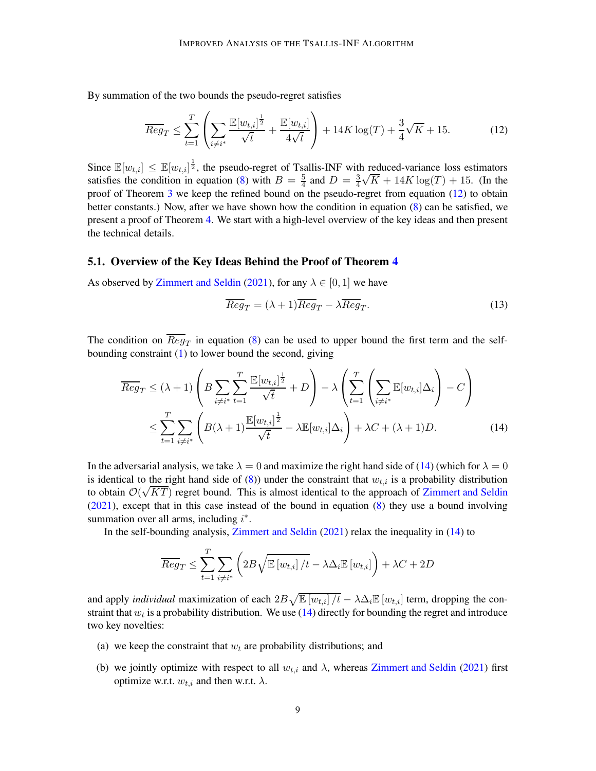By summation of the two bounds the pseudo-regret satisfies

$$\overline{Reg}_T \leq \sum_{t=1}^{T} \left( \sum_{i \neq i^*} \frac{\mathbb{E}[w_{t,i}]^{\frac{1}{2}}}{\sqrt{t}} + \frac{\mathbb{E}[w_{t,i}]}{4\sqrt{t}} \right) + 14K\log(T) + \frac{3}{4}\sqrt{K} + 15. \tag{12}$$

Since $\mathbb{E}[w_{t,i}] \leq \mathbb{E}[w_{t,i}]^{\frac{1}{2}}$, the pseudo-regret of Tsallis-INF with reduced-variance loss estimators satisfies the condition in equation (8) with $B = \frac{5}{4}$ and $D = \frac{3}{4}\sqrt{K} + 14K\log(T) + 15$. (In the proof of Theorem 3 we keep the refined bound on the pseudo-regret from equation (12) to obtain better constants.) Now, after we have shown how the condition in equation (8) can be satisfied, we present a proof of Theorem 4. We start with a high-level overview of the key ideas and then present the technical details.

## 5.1. Overview of the Key Ideas Behind the Proof of Theorem 4

As observed by Zimmert and Seldin (2021), for any $\lambda \in [0, 1]$ we have

$$\overline{Reg}_T = (\lambda + 1)\overline{Reg}_T - \lambda \overline{Reg}_T. \tag{13}$$

The condition on $\overline{Reg}_T$ in equation (8) can be used to upper bound the first term and the self-bounding constraint (1) to lower bound the second, giving

$$\begin{aligned}
\overline{Reg}_T &\leq (\lambda + 1) \left( B \sum_{i \neq i^*} \sum_{t=1}^{T} \frac{\mathbb{E}[w_{t,i}]^{\frac{1}{2}}}{\sqrt{t}} + D \right) - \lambda \left( \sum_{t=1}^{T} \left( \sum_{i \neq i^*} \mathbb{E}[w_{t,i}]\Delta_i \right) - C \right) \\
&\leq \sum_{t=1}^{T} \sum_{i \neq i^*} \left( B(\lambda + 1)\frac{\mathbb{E}[w_{t,i}]^{\frac{1}{2}}}{\sqrt{t}} - \lambda \mathbb{E}[w_{t,i}]\Delta_i \right) + \lambda C + (\lambda + 1)D.
\end{aligned} \tag{14}$$

In the adversarial analysis, we take $\lambda = 0$ and maximize the right hand side of (14) (which for $\lambda = 0$ is identical to the right hand side of (8)) under the constraint that $w_{t,i}$ is a probability distribution to obtain $\mathcal{O}(\sqrt{KT})$ regret bound. This is almost identical to the approach of Zimmert and Seldin (2021), except that in this case instead of the bound in equation (8) they use a bound involving summation over all arms, including $i^*$.

In the self-bounding analysis, Zimmert and Seldin (2021) relax the inequality in (14) to

$$\overline{Reg}_T \leq \sum_{t=1}^{T} \sum_{i \neq i^*} \left( 2B\sqrt{\mathbb{E}\left[w_{t,i}\right]/t} - \lambda \Delta_i \mathbb{E}\left[w_{t,i}\right] \right) + \lambda C + 2D$$

and apply *individual* maximization of each $2B\sqrt{\mathbb{E}\left[w_{t,i}\right]/t} - \lambda \Delta_i \mathbb{E}\left[w_{t,i}\right]$ term, dropping the constraint that $w_t$ is a probability distribution. We use (14) directly for bounding the regret and introduce two key novelties:

(a) we keep the constraint that $w_t$ are probability distributions; and

(b) we jointly optimize with respect to all $w_{t,i}$ and $\lambda$, whereas Zimmert and Seldin (2021) first optimize w.r.t. $w_{t,i}$ and then w.r.t. $\lambda$.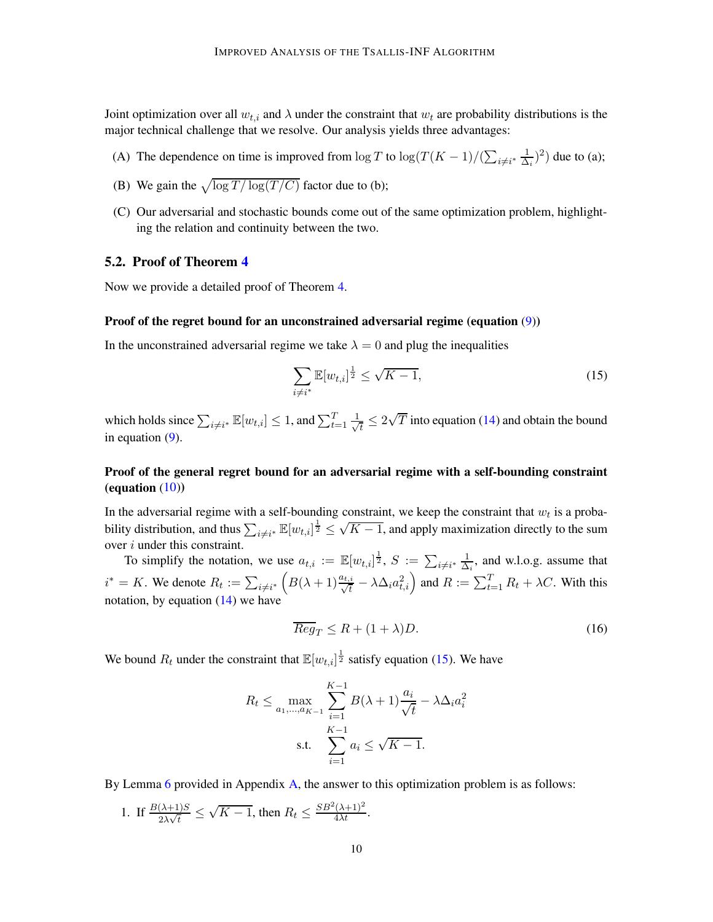Joint optimization over all $w_{t,i}$ and $\lambda$ under the constraint that $w_t$ are probability distributions is the major technical challenge that we resolve. Our analysis yields three advantages:

(A) The dependence on time is improved from $\log T$ to $\log(T(K-1)/(\sum_{i\neq i^*}\frac{1}{\Delta_i})^2)$ due to (a);

(B) We gain the $\sqrt{\log T/\log(T/C)}$ factor due to (b);

(C) Our adversarial and stochastic bounds come out of the same optimization problem, highlighting the relation and continuity between the two.

## 5.2. Proof of Theorem 4

Now we provide a detailed proof of Theorem 4.

**Proof of the regret bound for an unconstrained adversarial regime (equation (9))**

In the unconstrained adversarial regime we take $\lambda = 0$ and plug the inequalities

$$\sum_{i\neq i^*}\mathbb{E}[w_{t,i}]^{\frac{1}{2}} \leq \sqrt{K-1}, \tag{15}$$

which holds since $\sum_{i\neq i^*}\mathbb{E}[w_{t,i}] \leq 1$, and $\sum_{t=1}^{T}\frac{1}{\sqrt{t}} \leq 2\sqrt{T}$ into equation (14) and obtain the bound in equation (9).

**Proof of the general regret bound for an adversarial regime with a self-bounding constraint (equation (10))**

In the adversarial regime with a self-bounding constraint, we keep the constraint that $w_t$ is a probability distribution, and thus $\sum_{i\neq i^*}\mathbb{E}[w_{t,i}]^{\frac{1}{2}} \leq \sqrt{K-1}$, and apply maximization directly to the sum over $i$ under this constraint.

To simplify the notation, we use $a_{t,i} := \mathbb{E}[w_{t,i}]^{\frac{1}{2}}$, $S := \sum_{i\neq i^*}\frac{1}{\Delta_i}$, and w.l.o.g. assume that $i^* = K$. We denote $R_t := \sum_{i\neq i^*}\left(B(\lambda+1)\frac{a_{t,i}}{\sqrt{t}} - \lambda\Delta_i a_{t,i}^2\right)$ and $R := \sum_{t=1}^{T} R_t + \lambda C$. With this notation, by equation (14) we have

$$\overline{Reg}_T \leq R + (1+\lambda)D. \tag{16}$$

We bound $R_t$ under the constraint that $\mathbb{E}[w_{t,i}]^{\frac{1}{2}}$ satisfy equation (15). We have

$$R_t \leq \max_{a_1,\dots,a_{K-1}} \sum_{i=1}^{K-1} B(\lambda+1)\frac{a_i}{\sqrt{t}} - \lambda\Delta_i a_i^2$$
$$\text{s.t.} \quad \sum_{i=1}^{K-1} a_i \leq \sqrt{K-1}.$$

By Lemma 6 provided in Appendix A, the answer to this optimization problem is as follows:

1. If $\frac{B(\lambda+1)S}{2\lambda\sqrt{t}} \leq \sqrt{K-1}$, then $R_t \leq \frac{SB^2(\lambda+1)^2}{4\lambda t}$.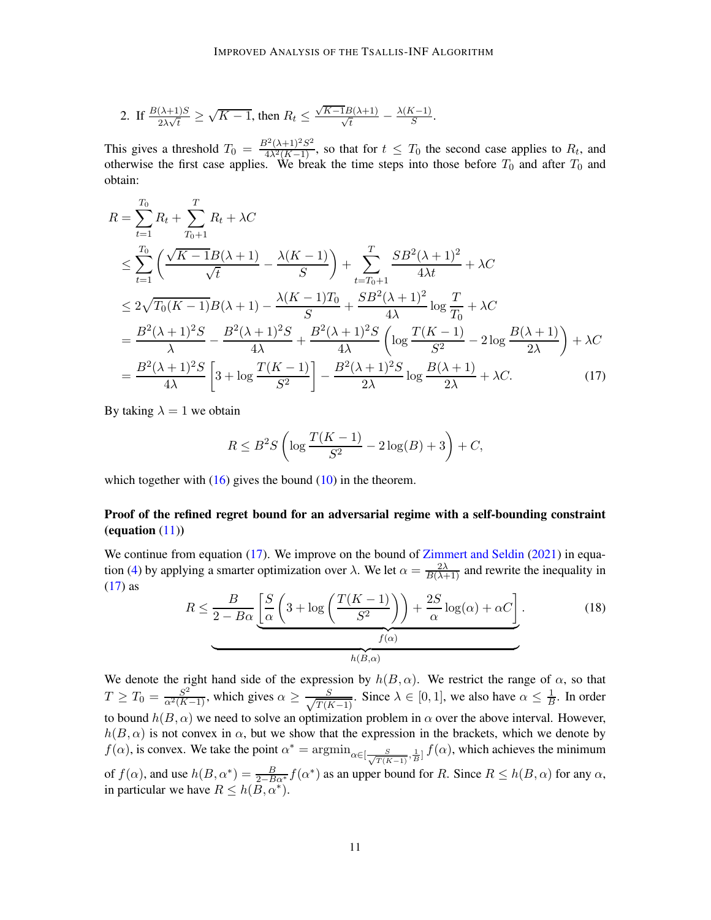2. If $\frac{B(\lambda+1)S}{2\lambda\sqrt{t}} \geq \sqrt{K-1}$, then $R_t \leq \frac{\sqrt{K-1}B(\lambda+1)}{\sqrt{t}} - \frac{\lambda(K-1)}{S}$.

This gives a threshold $T_0 = \frac{B^2(\lambda+1)^2 S^2}{4\lambda^2(K-1)}$, so that for $t \leq T_0$ the second case applies to $R_t$, and otherwise the first case applies. We break the time steps into those before $T_0$ and after $T_0$ and obtain:

$$
\begin{aligned}
R &= \sum_{t=1}^{T_0} R_t + \sum_{T_0+1}^{T} R_t + \lambda C \\
&\leq \sum_{t=1}^{T_0} \left( \frac{\sqrt{K-1}B(\lambda+1)}{\sqrt{t}} - \frac{\lambda(K-1)}{S} \right) + \sum_{t=T_0+1}^{T} \frac{SB^2(\lambda+1)^2}{4\lambda t} + \lambda C \\
&\leq 2\sqrt{T_0(K-1)}B(\lambda+1) - \frac{\lambda(K-1)T_0}{S} + \frac{SB^2(\lambda+1)^2}{4\lambda} \log \frac{T}{T_0} + \lambda C \\
&= \frac{B^2(\lambda+1)^2 S}{\lambda} - \frac{B^2(\lambda+1)^2 S}{4\lambda} + \frac{B^2(\lambda+1)^2 S}{4\lambda} \left( \log \frac{T(K-1)}{S^2} - 2\log \frac{B(\lambda+1)}{2\lambda} \right) + \lambda C \\
&= \frac{B^2(\lambda+1)^2 S}{4\lambda} \left[ 3 + \log \frac{T(K-1)}{S^2} \right] - \frac{B^2(\lambda+1)^2 S}{2\lambda} \log \frac{B(\lambda+1)}{2\lambda} + \lambda C. \qquad (17)
\end{aligned}
$$

By taking $\lambda = 1$ we obtain

$$
R \leq B^2 S \left( \log \frac{T(K-1)}{S^2} - 2\log(B) + 3 \right) + C,
$$

which together with (16) gives the bound (10) in the theorem.

**Proof of the refined regret bound for an adversarial regime with a self-bounding constraint (equation (11))**

We continue from equation (17). We improve on the bound of Zimmert and Seldin (2021) in equation (4) by applying a smarter optimization over $\lambda$. We let $\alpha = \frac{2\lambda}{B(\lambda+1)}$ and rewrite the inequality in (17) as

$$
R \leq \underbrace{\frac{B}{2 - B\alpha} \underbrace{\left[ \frac{S}{\alpha} \left( 3 + \log \left( \frac{T(K-1)}{S^2} \right) \right) + \frac{2S}{\alpha} \log(\alpha) + \alpha C \right]}_{f(\alpha)}}_{h(B,\alpha)}. \qquad (18)
$$

We denote the right hand side of the expression by $h(B,\alpha)$. We restrict the range of $\alpha$, so that $T \geq T_0 = \frac{S^2}{\alpha^2(K-1)}$, which gives $\alpha \geq \frac{S}{\sqrt{T(K-1)}}$. Since $\lambda \in [0,1]$, we also have $\alpha \leq \frac{1}{B}$. In order to bound $h(B,\alpha)$ we need to solve an optimization problem in $\alpha$ over the above interval. However, $h(B,\alpha)$ is not convex in $\alpha$, but we show that the expression in the brackets, which we denote by $f(\alpha)$, is convex. We take the point $\alpha^* = \operatorname{argmin}_{\alpha \in [\frac{S}{\sqrt{T(K-1)}}, \frac{1}{B}]} f(\alpha)$, which achieves the minimum of $f(\alpha)$, and use $h(B,\alpha^*) = \frac{B}{2 - B\alpha^*} f(\alpha^*)$ as an upper bound for $R$. Since $R \leq h(B,\alpha)$ for any $\alpha$, in particular we have $R \leq h(B,\alpha^*)$.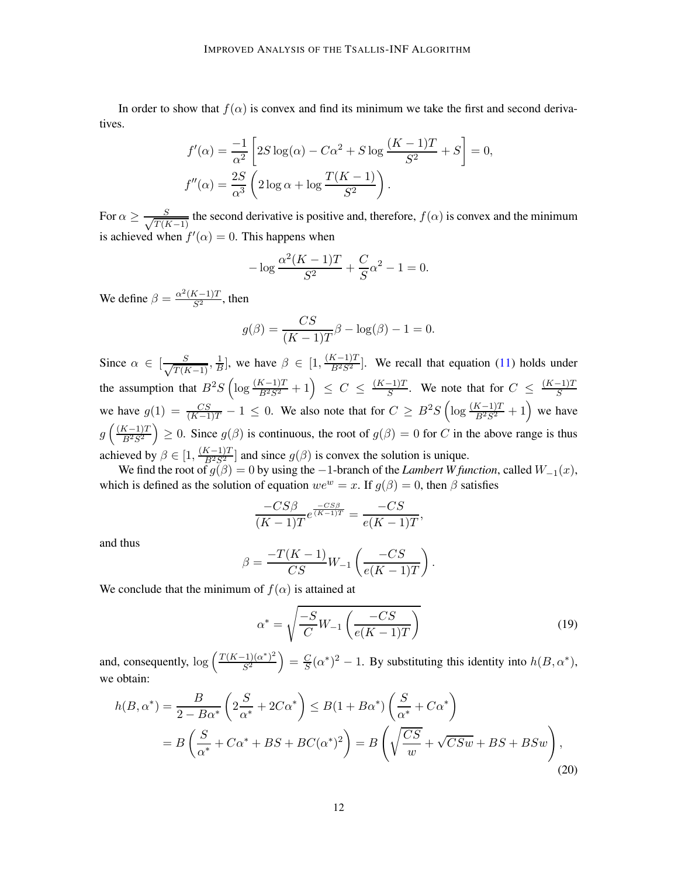In order to show that $f(\alpha)$ is convex and find its minimum we take the first and second derivatives.

$$f'(\alpha) = \frac{-1}{\alpha^2}\left[2S\log(\alpha) - C\alpha^2 + S\log\frac{(K-1)T}{S^2} + S\right] = 0,$$
$$f''(\alpha) = \frac{2S}{\alpha^3}\left(2\log\alpha + \log\frac{T(K-1)}{S^2}\right).$$

For $\alpha \geq \frac{S}{\sqrt{T(K-1)}}$ the second derivative is positive and, therefore, $f(\alpha)$ is convex and the minimum is achieved when $f'(\alpha) = 0$. This happens when

$$-\log\frac{\alpha^2(K-1)T}{S^2} + \frac{C}{S}\alpha^2 - 1 = 0.$$

We define $\beta = \frac{\alpha^2(K-1)T}{S^2}$, then

$$g(\beta) = \frac{CS}{(K-1)T}\beta - \log(\beta) - 1 = 0.$$

Since $\alpha \in [\frac{S}{\sqrt{T(K-1)}}, \frac{1}{B}]$, we have $\beta \in [1, \frac{(K-1)T}{B^2S^2}]$. We recall that equation (11) holds under the assumption that $B^2S\left(\log\frac{(K-1)T}{B^2S^2} + 1\right) \leq C \leq \frac{(K-1)T}{S}$. We note that for $C \leq \frac{(K-1)T}{S}$ we have $g(1) = \frac{CS}{(K-1)T} - 1 \leq 0$. We also note that for $C \geq B^2S\left(\log\frac{(K-1)T}{B^2S^2} + 1\right)$ we have $g\left(\frac{(K-1)T}{B^2S^2}\right) \geq 0$. Since $g(\beta)$ is continuous, the root of $g(\beta) = 0$ for $C$ in the above range is thus achieved by $\beta \in [1, \frac{(K-1)T}{B^2S^2}]$ and since $g(\beta)$ is convex the solution is unique.

We find the root of $g(\beta) = 0$ by using the $-1$-branch of the *Lambert W function*, called $W_{-1}(x)$, which is defined as the solution of equation $we^w = x$. If $g(\beta) = 0$, then $\beta$ satisfies

$$\frac{-CS\beta}{(K-1)T}e^{\frac{-CS\beta}{(K-1)T}} = \frac{-CS}{e(K-1)T},$$

and thus

$$\beta = \frac{-T(K-1)}{CS}W_{-1}\left(\frac{-CS}{e(K-1)T}\right).$$

We conclude that the minimum of $f(\alpha)$ is attained at

$$\alpha^* = \sqrt{\frac{-S}{C}W_{-1}\left(\frac{-CS}{e(K-1)T}\right)} \tag{19}$$

and, consequently, $\log\left(\frac{T(K-1)(\alpha^*)^2}{S^2}\right) = \frac{C}{S}(\alpha^*)^2 - 1$. By substituting this identity into $h(B, \alpha^*)$, we obtain:

$$\begin{aligned}
h(B,\alpha^*) &= \frac{B}{2 - B\alpha^*}\left(2\frac{S}{\alpha^*} + 2C\alpha^*\right) \leq B(1 + B\alpha^*)\left(\frac{S}{\alpha^*} + C\alpha^*\right) \\
&= B\left(\frac{S}{\alpha^*} + C\alpha^* + BS + BC(\alpha^*)^2\right) = B\left(\sqrt{\frac{CS}{w}} + \sqrt{CSw} + BS + BSw\right),
\end{aligned} \tag{20}$$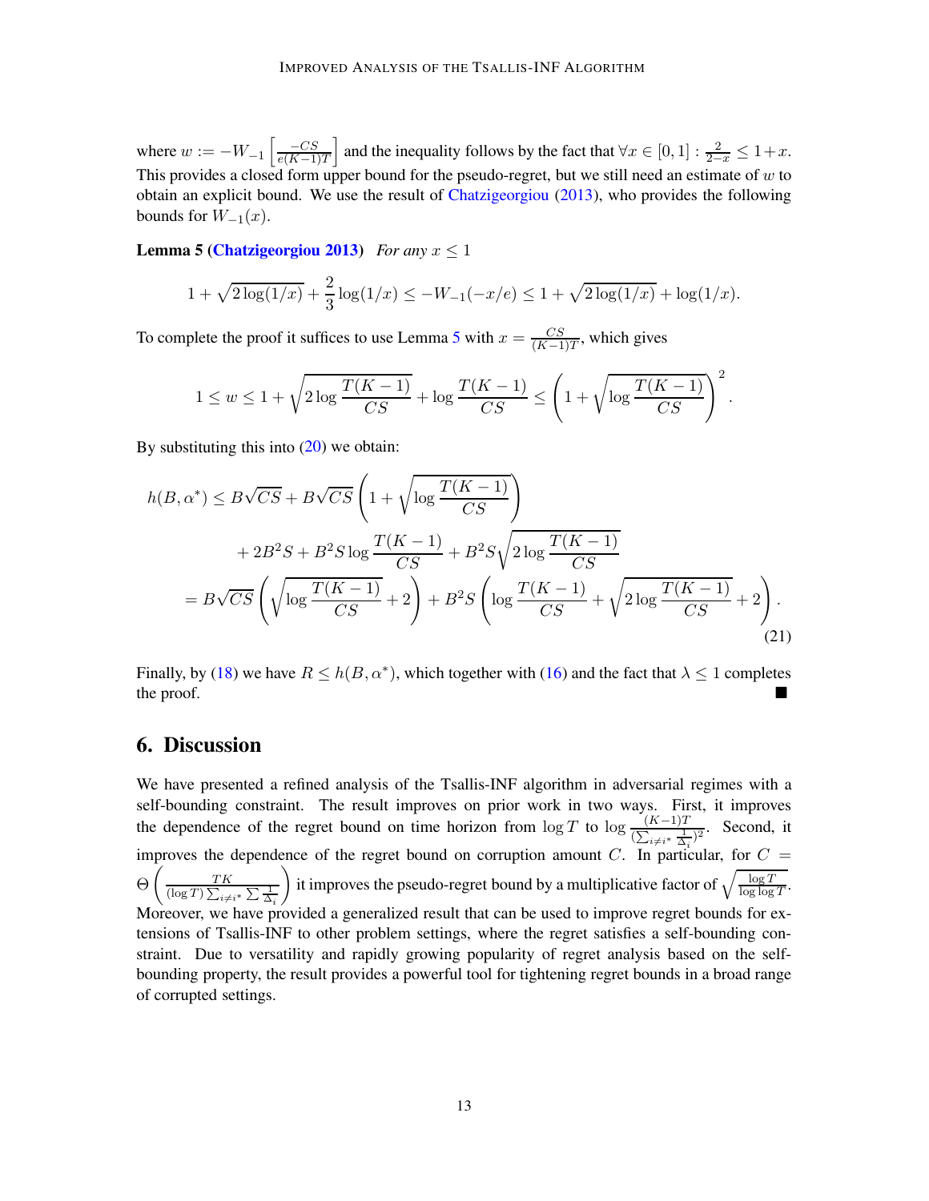where $w := -W_{-1}\left[\frac{-CS}{e(K-1)T}\right]$ and the inequality follows by the fact that $\forall x \in [0,1] : \frac{2}{2-x} \leq 1+x$. This provides a closed form upper bound for the pseudo-regret, but we still need an estimate of $w$ to obtain an explicit bound. We use the result of Chatzigeorgiou (2013), who provides the following bounds for $W_{-1}(x)$.

**Lemma 5 (Chatzigeorgiou 2013)** *For any $x \leq 1$*

$$1 + \sqrt{2\log(1/x)} + \frac{2}{3}\log(1/x) \leq -W_{-1}(-x/e) \leq 1 + \sqrt{2\log(1/x)} + \log(1/x).$$

To complete the proof it suffices to use Lemma 5 with $x = \frac{CS}{(K-1)T}$, which gives

$$1 \leq w \leq 1 + \sqrt{2\log\frac{T(K-1)}{CS}} + \log\frac{T(K-1)}{CS} \leq \left(1 + \sqrt{\log\frac{T(K-1)}{CS}}\right)^2.$$

By substituting this into (20) we obtain:

$$\begin{aligned}
h(B,\alpha^*) &\leq B\sqrt{CS} + B\sqrt{CS}\left(1 + \sqrt{\log\frac{T(K-1)}{CS}}\right) \\
&\quad + 2B^2S + B^2S\log\frac{T(K-1)}{CS} + B^2S\sqrt{2\log\frac{T(K-1)}{CS}} \\
&= B\sqrt{CS}\left(\sqrt{\log\frac{T(K-1)}{CS}} + 2\right) + B^2S\left(\log\frac{T(K-1)}{CS} + \sqrt{2\log\frac{T(K-1)}{CS}} + 2\right).
\end{aligned} \tag{21}$$

Finally, by (18) we have $R \leq h(B,\alpha^*)$, which together with (16) and the fact that $\lambda \leq 1$ completes the proof. ∎

## 6. Discussion

We have presented a refined analysis of the Tsallis-INF algorithm in adversarial regimes with a self-bounding constraint. The result improves on prior work in two ways. First, it improves the dependence of the regret bound on time horizon from $\log T$ to $\log\frac{(K-1)T}{(\sum_{i\neq i^*}\frac{1}{\Delta_i})^2}$. Second, it improves the dependence of the regret bound on corruption amount $C$. In particular, for $C = \Theta\left(\frac{TK}{(\log T)\sum_{i\neq i^*}\sum\frac{1}{\Delta_i}}\right)$ it improves the pseudo-regret bound by a multiplicative factor of $\sqrt{\frac{\log T}{\log\log T}}$. Moreover, we have provided a generalized result that can be used to improve regret bounds for extensions of Tsallis-INF to other problem settings, where the regret satisfies a self-bounding constraint. Due to versatility and rapidly growing popularity of regret analysis based on the self-bounding property, the result provides a powerful tool for tightening regret bounds in a broad range of corrupted settings.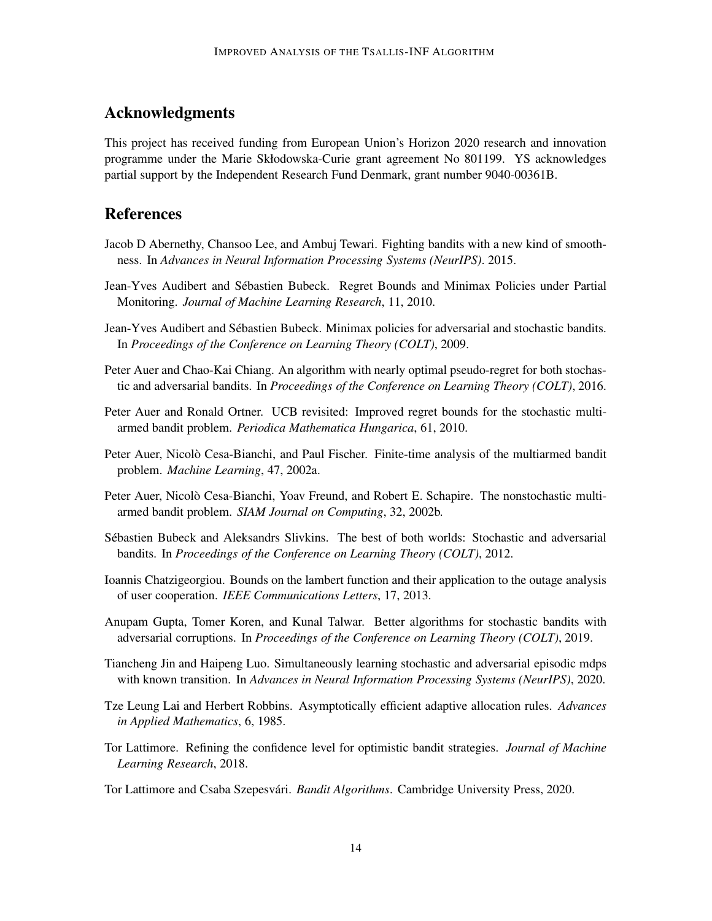## Acknowledgments

This project has received funding from European Union's Horizon 2020 research and innovation programme under the Marie Skłodowska-Curie grant agreement No 801199. YS acknowledges partial support by the Independent Research Fund Denmark, grant number 9040-00361B.

## References

Jacob D Abernethy, Chansoo Lee, and Ambuj Tewari. Fighting bandits with a new kind of smoothness. In *Advances in Neural Information Processing Systems (NeurIPS)*. 2015.

Jean-Yves Audibert and Sébastien Bubeck. Regret Bounds and Minimax Policies under Partial Monitoring. *Journal of Machine Learning Research*, 11, 2010.

Jean-Yves Audibert and Sébastien Bubeck. Minimax policies for adversarial and stochastic bandits. In *Proceedings of the Conference on Learning Theory (COLT)*, 2009.

Peter Auer and Chao-Kai Chiang. An algorithm with nearly optimal pseudo-regret for both stochastic and adversarial bandits. In *Proceedings of the Conference on Learning Theory (COLT)*, 2016.

Peter Auer and Ronald Ortner. UCB revisited: Improved regret bounds for the stochastic multi-armed bandit problem. *Periodica Mathematica Hungarica*, 61, 2010.

Peter Auer, Nicolò Cesa-Bianchi, and Paul Fischer. Finite-time analysis of the multiarmed bandit problem. *Machine Learning*, 47, 2002a.

Peter Auer, Nicolò Cesa-Bianchi, Yoav Freund, and Robert E. Schapire. The nonstochastic multiarmed bandit problem. *SIAM Journal on Computing*, 32, 2002b.

Sébastien Bubeck and Aleksandrs Slivkins. The best of both worlds: Stochastic and adversarial bandits. In *Proceedings of the Conference on Learning Theory (COLT)*, 2012.

Ioannis Chatzigeorgiou. Bounds on the lambert function and their application to the outage analysis of user cooperation. *IEEE Communications Letters*, 17, 2013.

Anupam Gupta, Tomer Koren, and Kunal Talwar. Better algorithms for stochastic bandits with adversarial corruptions. In *Proceedings of the Conference on Learning Theory (COLT)*, 2019.

Tiancheng Jin and Haipeng Luo. Simultaneously learning stochastic and adversarial episodic mdps with known transition. In *Advances in Neural Information Processing Systems (NeurIPS)*, 2020.

Tze Leung Lai and Herbert Robbins. Asymptotically efficient adaptive allocation rules. *Advances in Applied Mathematics*, 6, 1985.

Tor Lattimore. Refining the confidence level for optimistic bandit strategies. *Journal of Machine Learning Research*, 2018.

Tor Lattimore and Csaba Szepesvári. *Bandit Algorithms*. Cambridge University Press, 2020.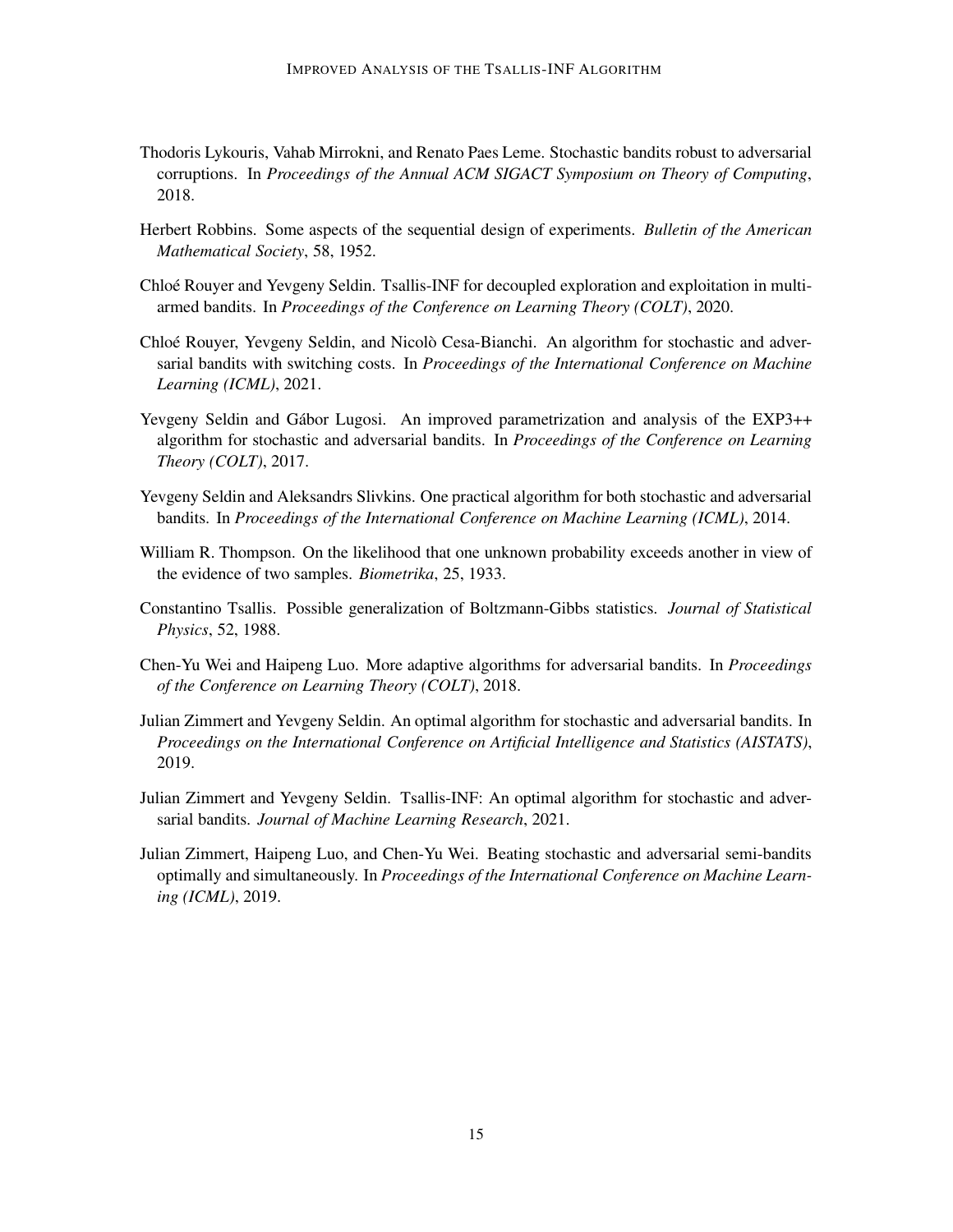Thodoris Lykouris, Vahab Mirrokni, and Renato Paes Leme. Stochastic bandits robust to adversarial corruptions. In *Proceedings of the Annual ACM SIGACT Symposium on Theory of Computing*, 2018.

Herbert Robbins. Some aspects of the sequential design of experiments. *Bulletin of the American Mathematical Society*, 58, 1952.

Chloé Rouyer and Yevgeny Seldin. Tsallis-INF for decoupled exploration and exploitation in multi-armed bandits. In *Proceedings of the Conference on Learning Theory (COLT)*, 2020.

Chloé Rouyer, Yevgeny Seldin, and Nicolò Cesa-Bianchi. An algorithm for stochastic and adversarial bandits with switching costs. In *Proceedings of the International Conference on Machine Learning (ICML)*, 2021.

Yevgeny Seldin and Gábor Lugosi. An improved parametrization and analysis of the EXP3++ algorithm for stochastic and adversarial bandits. In *Proceedings of the Conference on Learning Theory (COLT)*, 2017.

Yevgeny Seldin and Aleksandrs Slivkins. One practical algorithm for both stochastic and adversarial bandits. In *Proceedings of the International Conference on Machine Learning (ICML)*, 2014.

William R. Thompson. On the likelihood that one unknown probability exceeds another in view of the evidence of two samples. *Biometrika*, 25, 1933.

Constantino Tsallis. Possible generalization of Boltzmann-Gibbs statistics. *Journal of Statistical Physics*, 52, 1988.

Chen-Yu Wei and Haipeng Luo. More adaptive algorithms for adversarial bandits. In *Proceedings of the Conference on Learning Theory (COLT)*, 2018.

Julian Zimmert and Yevgeny Seldin. An optimal algorithm for stochastic and adversarial bandits. In *Proceedings on the International Conference on Artificial Intelligence and Statistics (AISTATS)*, 2019.

Julian Zimmert and Yevgeny Seldin. Tsallis-INF: An optimal algorithm for stochastic and adversarial bandits. *Journal of Machine Learning Research*, 2021.

Julian Zimmert, Haipeng Luo, and Chen-Yu Wei. Beating stochastic and adversarial semi-bandits optimally and simultaneously. In *Proceedings of the International Conference on Machine Learning (ICML)*, 2019.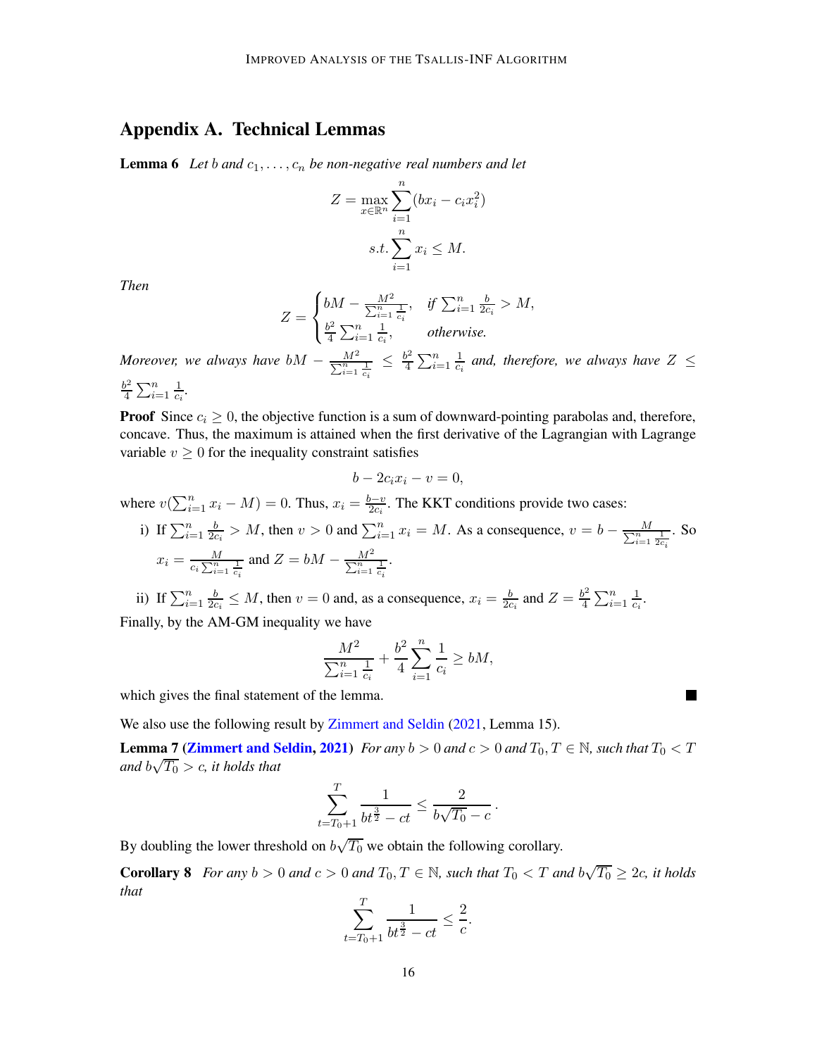# Appendix A. Technical Lemmas

**Lemma 6** *Let $b$ and $c_1, \dots, c_n$ be non-negative real numbers and let*

$$Z = \max_{x \in \mathbb{R}^n} \sum_{i=1}^{n} (bx_i - c_i x_i^2)$$
$$s.t. \sum_{i=1}^{n} x_i \leq M.$$

*Then*

$$Z = \begin{cases} bM - \frac{M^2}{\sum_{i=1}^n \frac{1}{c_i}}, & \text{if } \sum_{i=1}^n \frac{b}{2c_i} > M, \\ \frac{b^2}{4} \sum_{i=1}^n \frac{1}{c_i}, & \text{otherwise.} \end{cases}$$

*Moreover, we always have $bM - \frac{M^2}{\sum_{i=1}^n \frac{1}{c_i}} \leq \frac{b^2}{4} \sum_{i=1}^n \frac{1}{c_i}$ and, therefore, we always have $Z \leq \frac{b^2}{4} \sum_{i=1}^n \frac{1}{c_i}$.*

**Proof** Since $c_i \geq 0$, the objective function is a sum of downward-pointing parabolas and, therefore, concave. Thus, the maximum is attained when the first derivative of the Lagrangian with Lagrange variable $v \geq 0$ for the inequality constraint satisfies

$$b - 2c_i x_i - v = 0,$$

where $v(\sum_{i=1}^n x_i - M) = 0$. Thus, $x_i = \frac{b-v}{2c_i}$. The KKT conditions provide two cases:

i) If $\sum_{i=1}^n \frac{b}{2c_i} > M$, then $v > 0$ and $\sum_{i=1}^n x_i = M$. As a consequence, $v = b - \frac{M}{\sum_{i=1}^n \frac{1}{2c_i}}$. So $x_i = \frac{M}{c_i \sum_{i=1}^n \frac{1}{c_i}}$ and $Z = bM - \frac{M^2}{\sum_{i=1}^n \frac{1}{c_i}}$.

ii) If $\sum_{i=1}^n \frac{b}{2c_i} \leq M$, then $v = 0$ and, as a consequence, $x_i = \frac{b}{2c_i}$ and $Z = \frac{b^2}{4} \sum_{i=1}^n \frac{1}{c_i}$.

Finally, by the AM-GM inequality we have

$$\frac{M^2}{\sum_{i=1}^n \frac{1}{c_i}} + \frac{b^2}{4} \sum_{i=1}^n \frac{1}{c_i} \geq bM,$$

which gives the final statement of the lemma. ■

We also use the following result by Zimmert and Seldin (2021, Lemma 15).

**Lemma 7 (Zimmert and Seldin, 2021)** *For any $b > 0$ and $c > 0$ and $T_0, T \in \mathbb{N}$, such that $T_0 < T$ and $b\sqrt{T_0} > c$, it holds that*

$$\sum_{t=T_0+1}^{T} \frac{1}{bt^{\frac{3}{2}} - ct} \leq \frac{2}{b\sqrt{T_0} - c}.$$

By doubling the lower threshold on $b\sqrt{T_0}$ we obtain the following corollary.

**Corollary 8** *For any $b > 0$ and $c > 0$ and $T_0, T \in \mathbb{N}$, such that $T_0 < T$ and $b\sqrt{T_0} \geq 2c$, it holds that*

$$\sum_{t=T_0+1}^{T} \frac{1}{bt^{\frac{3}{2}} - ct} \leq \frac{2}{c}.$$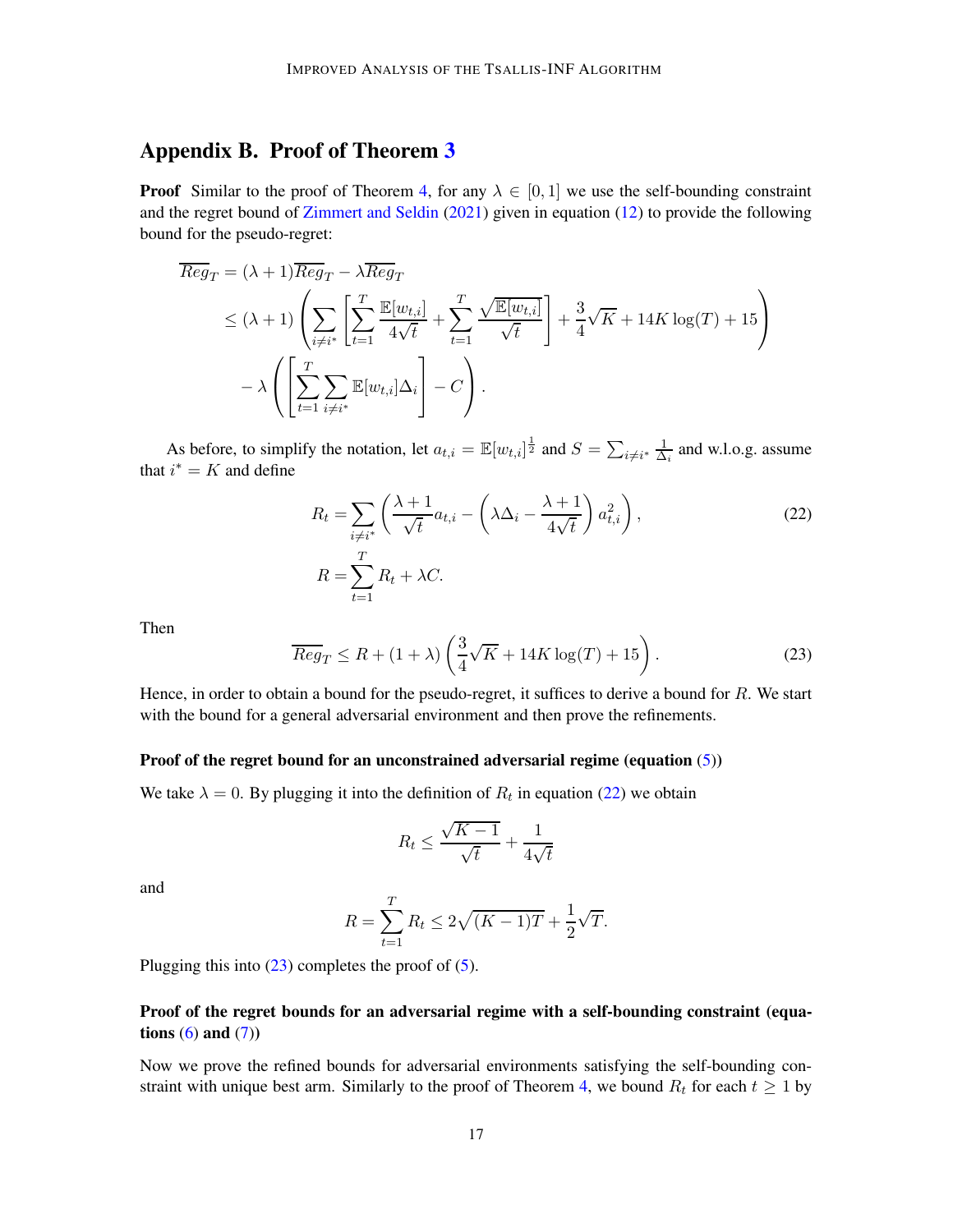## Appendix B. Proof of Theorem 3

**Proof** Similar to the proof of Theorem 4, for any $\lambda \in [0, 1]$ we use the self-bounding constraint and the regret bound of Zimmert and Seldin (2021) given in equation (12) to provide the following bound for the pseudo-regret:

$$
\begin{aligned}
\overline{Reg}_T &= (\lambda+1)\overline{Reg}_T - \lambda \overline{Reg}_T \\
&\leq (\lambda+1)\left(\sum_{i \neq i^*}\left[\sum_{t=1}^{T} \frac{\mathbb{E}[w_{t,i}]}{4\sqrt{t}} + \sum_{t=1}^{T} \frac{\sqrt{\mathbb{E}[w_{t,i}]}}{\sqrt{t}}\right] + \frac{3}{4}\sqrt{K} + 14K\log(T) + 15\right) \\
&\quad - \lambda\left(\left[\sum_{t=1}^{T}\sum_{i \neq i^*} \mathbb{E}[w_{t,i}]\Delta_i\right] - C\right).
\end{aligned}
$$

As before, to simplify the notation, let $a_{t,i} = \mathbb{E}[w_{t,i}]^{\frac{1}{2}}$ and $S = \sum_{i \neq i^*} \frac{1}{\Delta_i}$ and w.l.o.g. assume that $i^* = K$ and define

$$
R_t = \sum_{i \neq i^*}\left(\frac{\lambda+1}{\sqrt{t}} a_{t,i} - \left(\lambda \Delta_i - \frac{\lambda+1}{4\sqrt{t}}\right) a_{t,i}^2\right), \tag{22}
$$

$$
R = \sum_{t=1}^{T} R_t + \lambda C.
$$

Then

$$
\overline{Reg}_T \leq R + (1+\lambda)\left(\frac{3}{4}\sqrt{K} + 14K\log(T) + 15\right). \tag{23}
$$

Hence, in order to obtain a bound for the pseudo-regret, it suffices to derive a bound for $R$. We start with the bound for a general adversarial environment and then prove the refinements.

**Proof of the regret bound for an unconstrained adversarial regime (equation (5))**

We take $\lambda = 0$. By plugging it into the definition of $R_t$ in equation (22) we obtain

$$
R_t \leq \frac{\sqrt{K-1}}{\sqrt{t}} + \frac{1}{4\sqrt{t}}
$$

and

$$
R = \sum_{t=1}^{T} R_t \leq 2\sqrt{(K-1)T} + \frac{1}{2}\sqrt{T}.
$$

Plugging this into (23) completes the proof of (5).

**Proof of the regret bounds for an adversarial regime with a self-bounding constraint (equations (6) and (7))**

Now we prove the refined bounds for adversarial environments satisfying the self-bounding constraint with unique best arm. Similarly to the proof of Theorem 4, we bound $R_t$ for each $t \geq 1$ by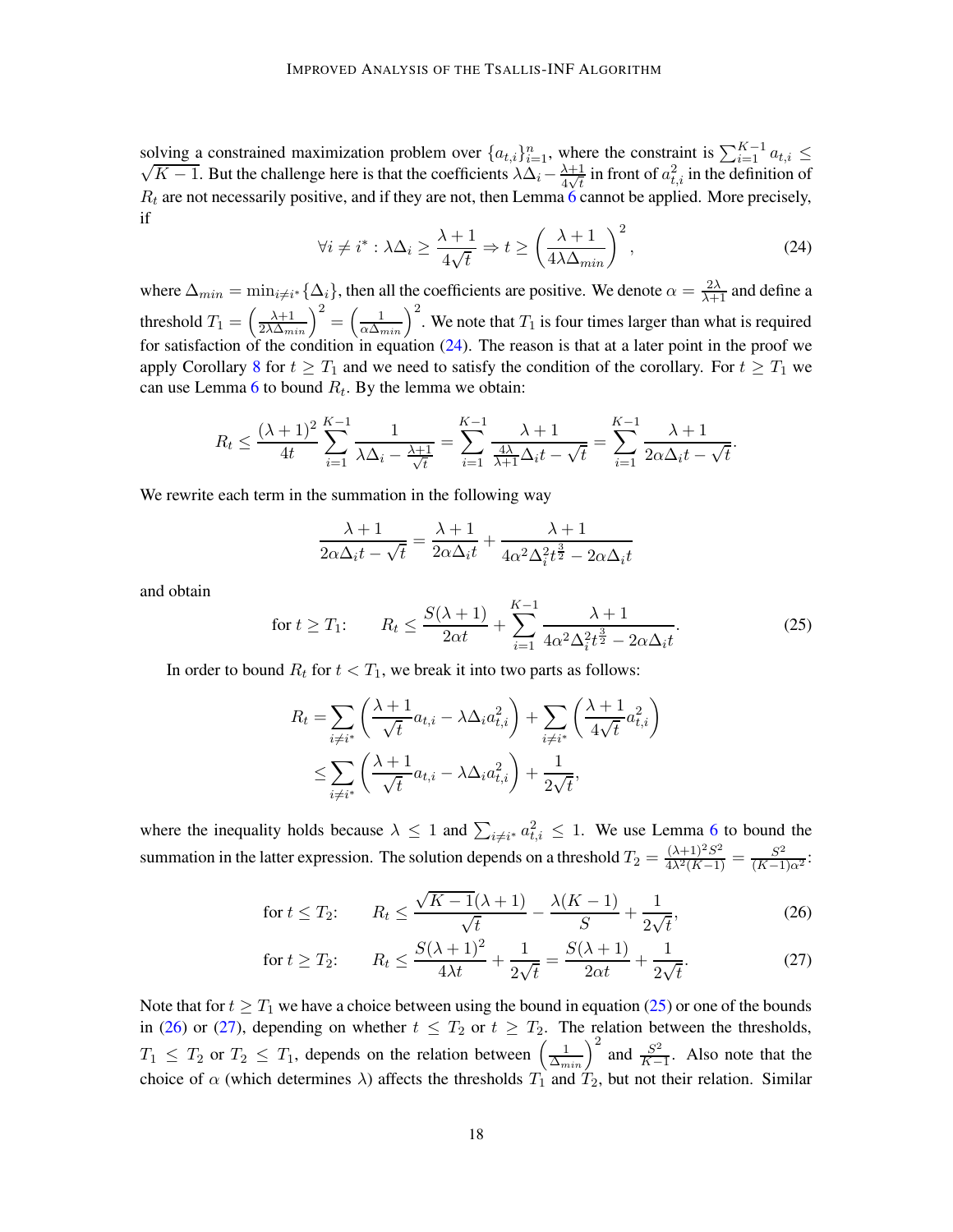solving a constrained maximization problem over $\{a_{t,i}\}_{i=1}^n$, where the constraint is $\sum_{i=1}^{K-1} a_{t,i} \leq \sqrt{K-1}$. But the challenge here is that the coefficients $\lambda\Delta_i - \frac{\lambda+1}{4\sqrt{t}}$ in front of $a_{t,i}^2$ in the definition of $R_t$ are not necessarily positive, and if they are not, then Lemma 6 cannot be applied. More precisely, if

$$\forall i \neq i^* : \lambda\Delta_i \geq \frac{\lambda+1}{4\sqrt{t}} \Rightarrow t \geq \left(\frac{\lambda+1}{4\lambda\Delta_{min}}\right)^2, \tag{24}$$

where $\Delta_{min} = \min_{i\neq i^*}\{\Delta_i\}$, then all the coefficients are positive. We denote $\alpha = \frac{2\lambda}{\lambda+1}$ and define a threshold $T_1 = \left(\frac{\lambda+1}{2\lambda\Delta_{min}}\right)^2 = \left(\frac{1}{\alpha\Delta_{min}}\right)^2$. We note that $T_1$ is four times larger than what is required for satisfaction of the condition in equation (24). The reason is that at a later point in the proof we apply Corollary 8 for $t \geq T_1$ and we need to satisfy the condition of the corollary. For $t \geq T_1$ we can use Lemma 6 to bound $R_t$. By the lemma we obtain:

$$R_t \leq \frac{(\lambda+1)^2}{4t}\sum_{i=1}^{K-1}\frac{1}{\lambda\Delta_i - \frac{\lambda+1}{\sqrt{t}}} = \sum_{i=1}^{K-1}\frac{\lambda+1}{\frac{4\lambda}{\lambda+1}\Delta_i t - \sqrt{t}} = \sum_{i=1}^{K-1}\frac{\lambda+1}{2\alpha\Delta_i t - \sqrt{t}}.$$

We rewrite each term in the summation in the following way

$$\frac{\lambda+1}{2\alpha\Delta_i t - \sqrt{t}} = \frac{\lambda+1}{2\alpha\Delta_i t} + \frac{\lambda+1}{4\alpha^2\Delta_i^2 t^{\frac{3}{2}} - 2\alpha\Delta_i t}$$

and obtain

$$\text{for } t \geq T_1\text{:} \qquad R_t \leq \frac{S(\lambda+1)}{2\alpha t} + \sum_{i=1}^{K-1}\frac{\lambda+1}{4\alpha^2\Delta_i^2 t^{\frac{3}{2}} - 2\alpha\Delta_i t}. \tag{25}$$

In order to bound $R_t$ for $t < T_1$, we break it into two parts as follows:

$$\begin{aligned}
R_t &= \sum_{i\neq i^*}\left(\frac{\lambda+1}{\sqrt{t}}a_{t,i} - \lambda\Delta_i a_{t,i}^2\right) + \sum_{i\neq i^*}\left(\frac{\lambda+1}{4\sqrt{t}}a_{t,i}^2\right) \\
&\leq \sum_{i\neq i^*}\left(\frac{\lambda+1}{\sqrt{t}}a_{t,i} - \lambda\Delta_i a_{t,i}^2\right) + \frac{1}{2\sqrt{t}},
\end{aligned}$$

where the inequality holds because $\lambda \leq 1$ and $\sum_{i\neq i^*} a_{t,i}^2 \leq 1$. We use Lemma 6 to bound the summation in the latter expression. The solution depends on a threshold $T_2 = \frac{(\lambda+1)^2 S^2}{4\lambda^2(K-1)} = \frac{S^2}{(K-1)\alpha^2}$:

$$\text{for } t \leq T_2\text{:} \qquad R_t \leq \frac{\sqrt{K-1}(\lambda+1)}{\sqrt{t}} - \frac{\lambda(K-1)}{S} + \frac{1}{2\sqrt{t}}, \tag{26}$$

$$\text{for } t \geq T_2\text{:} \qquad R_t \leq \frac{S(\lambda+1)^2}{4\lambda t} + \frac{1}{2\sqrt{t}} = \frac{S(\lambda+1)}{2\alpha t} + \frac{1}{2\sqrt{t}}. \tag{27}$$

Note that for $t \geq T_1$ we have a choice between using the bound in equation (25) or one of the bounds in (26) or (27), depending on whether $t \leq T_2$ or $t \geq T_2$. The relation between the thresholds, $T_1 \leq T_2$ or $T_2 \leq T_1$, depends on the relation between $\left(\frac{1}{\Delta_{min}}\right)^2$ and $\frac{S^2}{K-1}$. Also note that the choice of $\alpha$ (which determines $\lambda$) affects the thresholds $T_1$ and $T_2$, but not their relation. Similar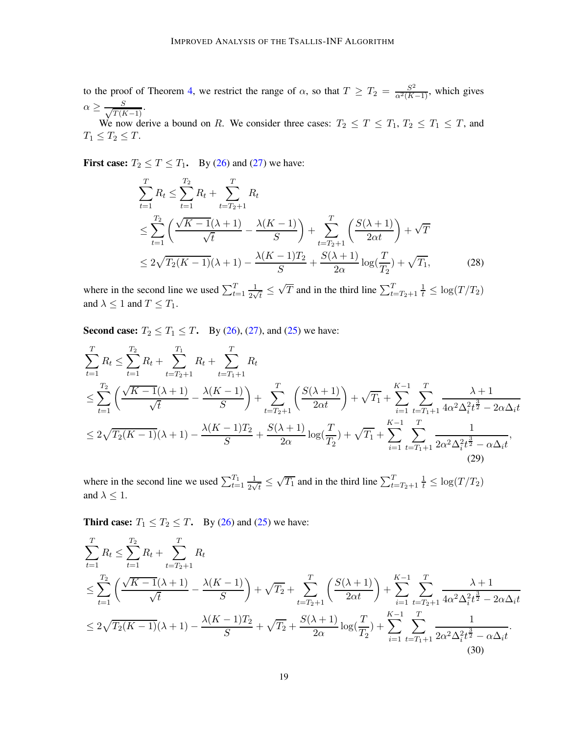to the proof of Theorem 4, we restrict the range of $\alpha$, so that $T \geq T_2 = \frac{S^2}{\alpha^2(K-1)}$, which gives $\alpha \geq \frac{S}{\sqrt{T(K-1)}}$.

We now derive a bound on $R$. We consider three cases: $T_2 \leq T \leq T_1$, $T_2 \leq T_1 \leq T$, and $T_1 \leq T_2 \leq T$.

**First case: $T_2 \leq T \leq T_1$.** By (26) and (27) we have:

$$
\begin{aligned}
\sum_{t=1}^{T} R_t &\leq \sum_{t=1}^{T_2} R_t + \sum_{t=T_2+1}^{T} R_t \\
&\leq \sum_{t=1}^{T_2} \left( \frac{\sqrt{K-1}(\lambda+1)}{\sqrt{t}} - \frac{\lambda(K-1)}{S} \right) + \sum_{t=T_2+1}^{T} \left( \frac{S(\lambda+1)}{2\alpha t} \right) + \sqrt{T} \\
&\leq 2\sqrt{T_2(K-1)}(\lambda+1) - \frac{\lambda(K-1)T_2}{S} + \frac{S(\lambda+1)}{2\alpha} \log(\frac{T}{T_2}) + \sqrt{T_1}, \qquad (28)
\end{aligned}
$$

where in the second line we used $\sum_{t=1}^{T} \frac{1}{2\sqrt{t}} \leq \sqrt{T}$ and in the third line $\sum_{t=T_2+1}^{T} \frac{1}{t} \leq \log(T/T_2)$ and $\lambda \leq 1$ and $T \leq T_1$.

**Second case: $T_2 \leq T_1 \leq T$.** By (26), (27), and (25) we have:

$$
\begin{aligned}
&\sum_{t=1}^{T} R_t \leq \sum_{t=1}^{T_2} R_t + \sum_{t=T_2+1}^{T_1} R_t + \sum_{t=T_1+1}^{T} R_t \\
&\leq \sum_{t=1}^{T_2} \left( \frac{\sqrt{K-1}(\lambda+1)}{\sqrt{t}} - \frac{\lambda(K-1)}{S} \right) + \sum_{t=T_2+1}^{T} \left( \frac{S(\lambda+1)}{2\alpha t} \right) + \sqrt{T_1} + \sum_{i=1}^{K-1} \sum_{t=T_1+1}^{T} \frac{\lambda+1}{4\alpha^2\Delta_i^2 t^{\frac{3}{2}} - 2\alpha\Delta_i t} \\
&\leq 2\sqrt{T_2(K-1)}(\lambda+1) - \frac{\lambda(K-1)T_2}{S} + \frac{S(\lambda+1)}{2\alpha} \log(\frac{T}{T_2}) + \sqrt{T_1} + \sum_{i=1}^{K-1} \sum_{t=T_1+1}^{T} \frac{1}{2\alpha^2\Delta_i^2 t^{\frac{3}{2}} - \alpha\Delta_i t}, \qquad (29)
\end{aligned}
$$

where in the second line we used $\sum_{t=1}^{T_1} \frac{1}{2\sqrt{t}} \leq \sqrt{T_1}$ and in the third line $\sum_{t=T_2+1}^{T} \frac{1}{t} \leq \log(T/T_2)$ and $\lambda \leq 1$.

**Third case: $T_1 \leq T_2 \leq T$.** By (26) and (25) we have:

$$
\begin{aligned}
&\sum_{t=1}^{T} R_t \leq \sum_{t=1}^{T_2} R_t + \sum_{t=T_2+1}^{T} R_t \\
&\leq \sum_{t=1}^{T_2} \left( \frac{\sqrt{K-1}(\lambda+1)}{\sqrt{t}} - \frac{\lambda(K-1)}{S} \right) + \sqrt{T_2} + \sum_{t=T_2+1}^{T} \left( \frac{S(\lambda+1)}{2\alpha t} \right) + \sum_{i=1}^{K-1} \sum_{t=T_2+1}^{T} \frac{\lambda+1}{4\alpha^2\Delta_i^2 t^{\frac{3}{2}} - 2\alpha\Delta_i t} \\
&\leq 2\sqrt{T_2(K-1)}(\lambda+1) - \frac{\lambda(K-1)T_2}{S} + \sqrt{T_2} + \frac{S(\lambda+1)}{2\alpha} \log(\frac{T}{T_2}) + \sum_{i=1}^{K-1} \sum_{t=T_1+1}^{T} \frac{1}{2\alpha^2\Delta_i^2 t^{\frac{3}{2}} - \alpha\Delta_i t}. \qquad (30)
\end{aligned}
$$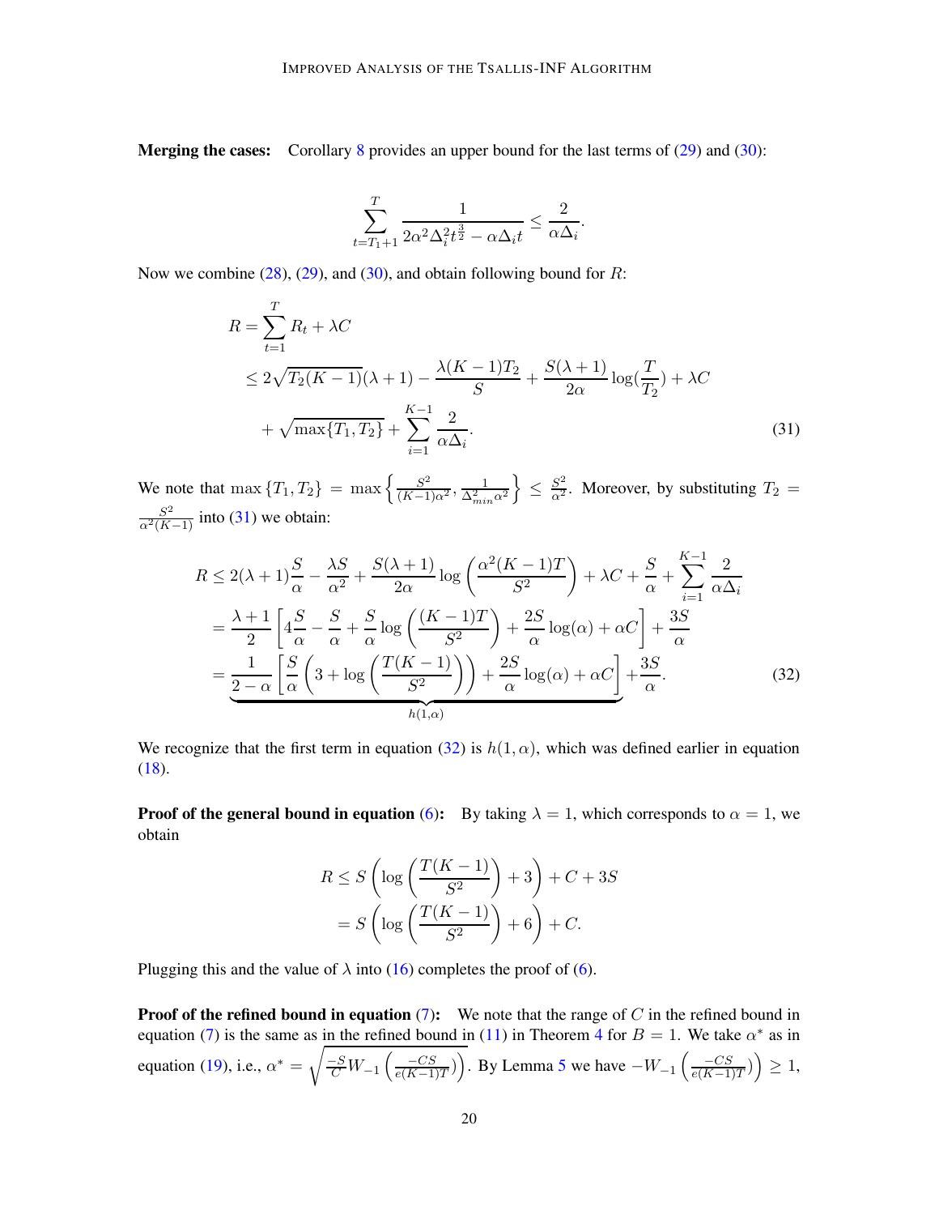**Merging the cases:** Corollary 8 provides an upper bound for the last terms of (29) and (30):

$$\sum_{t=T_1+1}^{T} \frac{1}{2\alpha^2\Delta_i^2 t^{\frac{3}{2}} - \alpha\Delta_i t} \leq \frac{2}{\alpha\Delta_i}.$$

Now we combine (28), (29), and (30), and obtain following bound for $R$:

$$\begin{aligned}
R &= \sum_{t=1}^{T} R_t + \lambda C \\
&\leq 2\sqrt{T_2(K-1)}(\lambda+1) - \frac{\lambda(K-1)T_2}{S} + \frac{S(\lambda+1)}{2\alpha}\log(\frac{T}{T_2}) + \lambda C \\
&\quad + \sqrt{\max\{T_1, T_2\}} + \sum_{i=1}^{K-1} \frac{2}{\alpha\Delta_i}.
\end{aligned} \tag{31}$$

We note that $\max\{T_1, T_2\} = \max\left\{\frac{S^2}{(K-1)\alpha^2}, \frac{1}{\Delta_{min}^2\alpha^2}\right\} \leq \frac{S^2}{\alpha^2}$. Moreover, by substituting $T_2 = \frac{S^2}{\alpha^2(K-1)}$ into (31) we obtain:

$$\begin{aligned}
R &\leq 2(\lambda+1)\frac{S}{\alpha} - \frac{\lambda S}{\alpha^2} + \frac{S(\lambda+1)}{2\alpha}\log\left(\frac{\alpha^2(K-1)T}{S^2}\right) + \lambda C + \frac{S}{\alpha} + \sum_{i=1}^{K-1}\frac{2}{\alpha\Delta_i} \\
&= \frac{\lambda+1}{2}\left[4\frac{S}{\alpha} - \frac{S}{\alpha} + \frac{S}{\alpha}\log\left(\frac{(K-1)T}{S^2}\right) + \frac{2S}{\alpha}\log(\alpha) + \alpha C\right] + \frac{3S}{\alpha} \\
&= \underbrace{\frac{1}{2-\alpha}\left[\frac{S}{\alpha}\left(3 + \log\left(\frac{T(K-1)}{S^2}\right)\right) + \frac{2S}{\alpha}\log(\alpha) + \alpha C\right]}_{h(1,\alpha)} + \frac{3S}{\alpha}.
\end{aligned} \tag{32}$$

We recognize that the first term in equation (32) is $h(1, \alpha)$, which was defined earlier in equation (18).

**Proof of the general bound in equation (6):** By taking $\lambda = 1$, which corresponds to $\alpha = 1$, we obtain

$$\begin{aligned}
R &\leq S\left(\log\left(\frac{T(K-1)}{S^2}\right) + 3\right) + C + 3S \\
&= S\left(\log\left(\frac{T(K-1)}{S^2}\right) + 6\right) + C.
\end{aligned}$$

Plugging this and the value of $\lambda$ into (16) completes the proof of (6).

**Proof of the refined bound in equation (7):** We note that the range of $C$ in the refined bound in equation (7) is the same as in the refined bound in (11) in Theorem 4 for $B = 1$. We take $\alpha^*$ as in equation (19), i.e., $\alpha^* = \sqrt{\frac{-S}{C}W_{-1}\left(\frac{-CS}{e(K-1)T}\right)}$. By Lemma 5 we have $-W_{-1}\left(\frac{-CS}{e(K-1)T}\right) \geq 1$,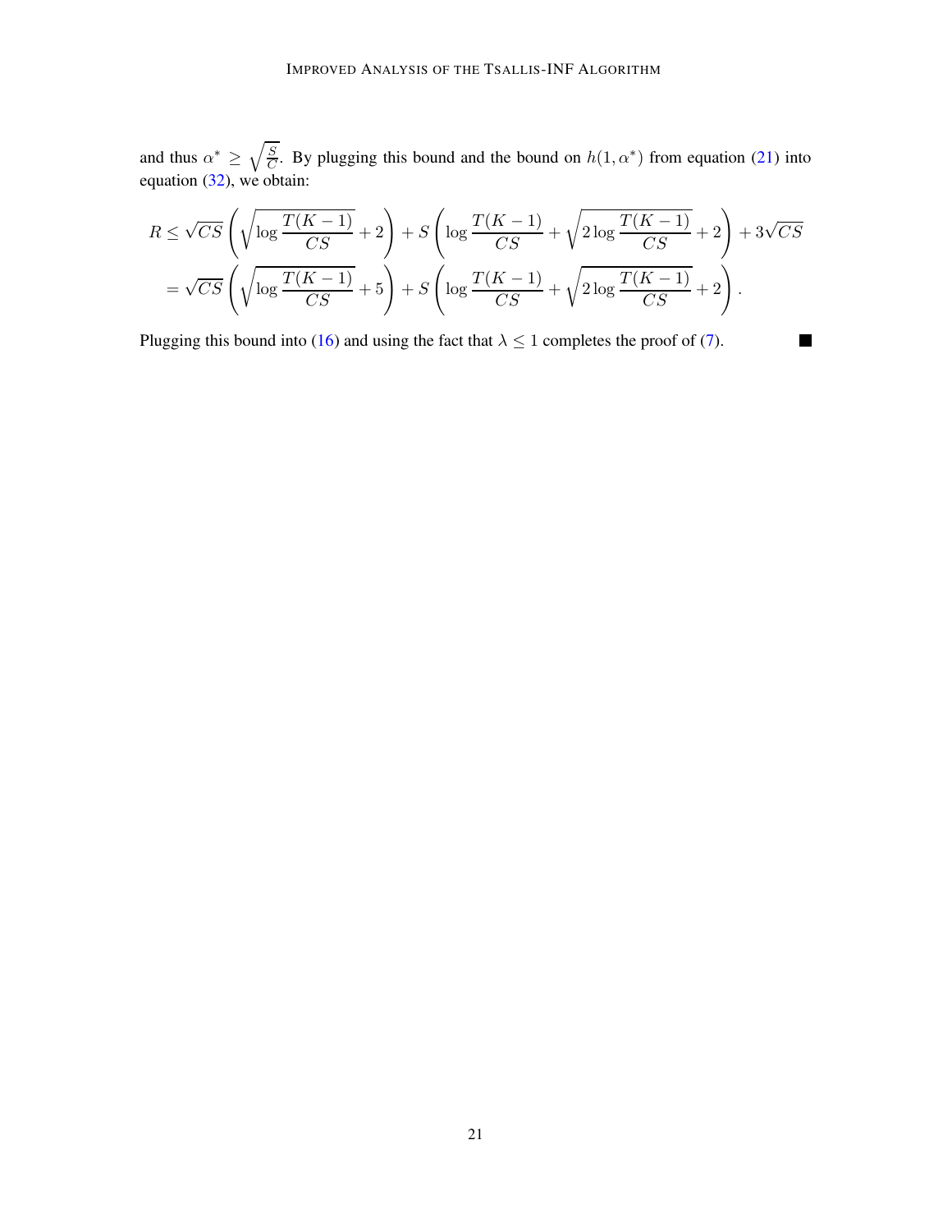and thus $\alpha^* \geq \sqrt{\frac{S}{C}}$. By plugging this bound and the bound on $h(1, \alpha^*)$ from equation (21) into equation (32), we obtain:

$$
\begin{aligned}
R &\leq \sqrt{CS}\left(\sqrt{\log \frac{T(K-1)}{CS}} + 2\right) + S\left(\log \frac{T(K-1)}{CS} + \sqrt{2 \log \frac{T(K-1)}{CS}} + 2\right) + 3\sqrt{CS} \\
&= \sqrt{CS}\left(\sqrt{\log \frac{T(K-1)}{CS}} + 5\right) + S\left(\log \frac{T(K-1)}{CS} + \sqrt{2 \log \frac{T(K-1)}{CS}} + 2\right).
\end{aligned}
$$

Plugging this bound into (16) and using the fact that $\lambda \leq 1$ completes the proof of (7). ■